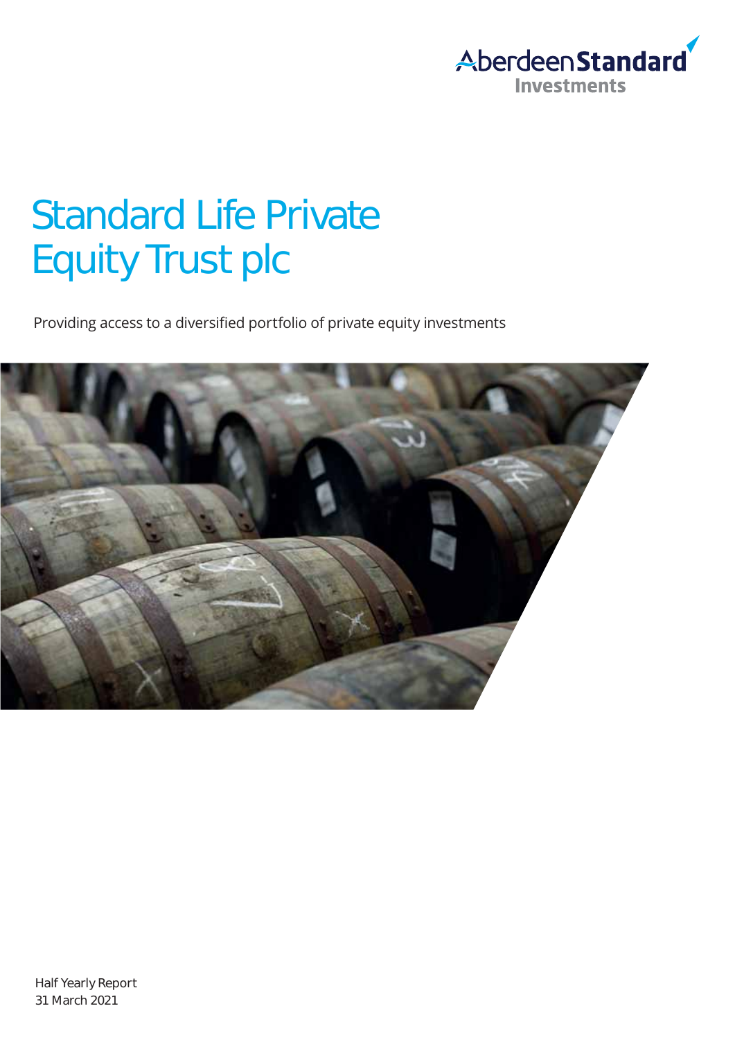Aberdeen Standard Investments

# Standard Life Private Equity Trust plc

Providing access to a diversified portfolio of private equity investments

Half Yearly Report
31 March 2021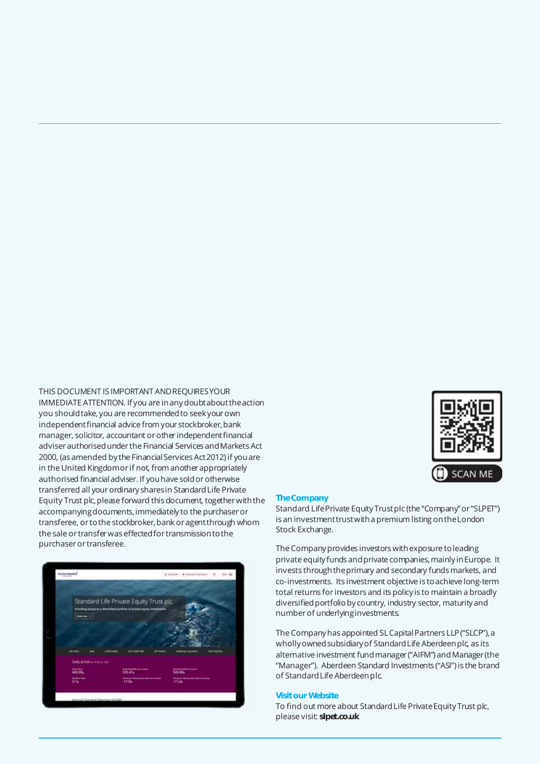THIS DOCUMENT IS IMPORTANT AND REQUIRES YOUR IMMEDIATE ATTENTION. If you are in any doubt about the action you should take, you are recommended to seek your own independent financial advice from your stockbroker, bank manager, solicitor, accountant or other independent financial adviser authorised under the Financial Services and Markets Act 2000, (as amended by the Financial Services Act 2012) if you are in the United Kingdom or if not, from another appropriately authorised financial adviser. If you have sold or otherwise transferred all your ordinary shares in Standard Life Private Equity Trust plc, please forward this document, together with the accompanying documents, immediately to the purchaser or transferee, or to the stockbroker, bank or agent through whom the sale or transfer was effected for transmission to the purchaser or transferee.

SCAN ME

## The Company

Standard Life Private Equity Trust plc (the "Company" or "SLPET") is an investment trust with a premium listing on the London Stock Exchange.

The Company provides investors with exposure to leading private equity funds and private companies, mainly in Europe. It invests through the primary and secondary funds markets, and co-investments. Its investment objective is to achieve long-term total returns for investors and its policy is to maintain a broadly diversified portfolio by country, industry sector, maturity and number of underlying investments.

The Company has appointed SL Capital Partners LLP ("SLCP"), a wholly owned subsidiary of Standard Life Aberdeen plc, as its alternative investment fund manager ("AIFM") and Manager (the "Manager"). Aberdeen Standard Investments ("ASI") is the brand of Standard Life Aberdeen plc.

## Visit our Website

To find out more about Standard Life Private Equity Trust plc, please visit: **slpet.co.uk**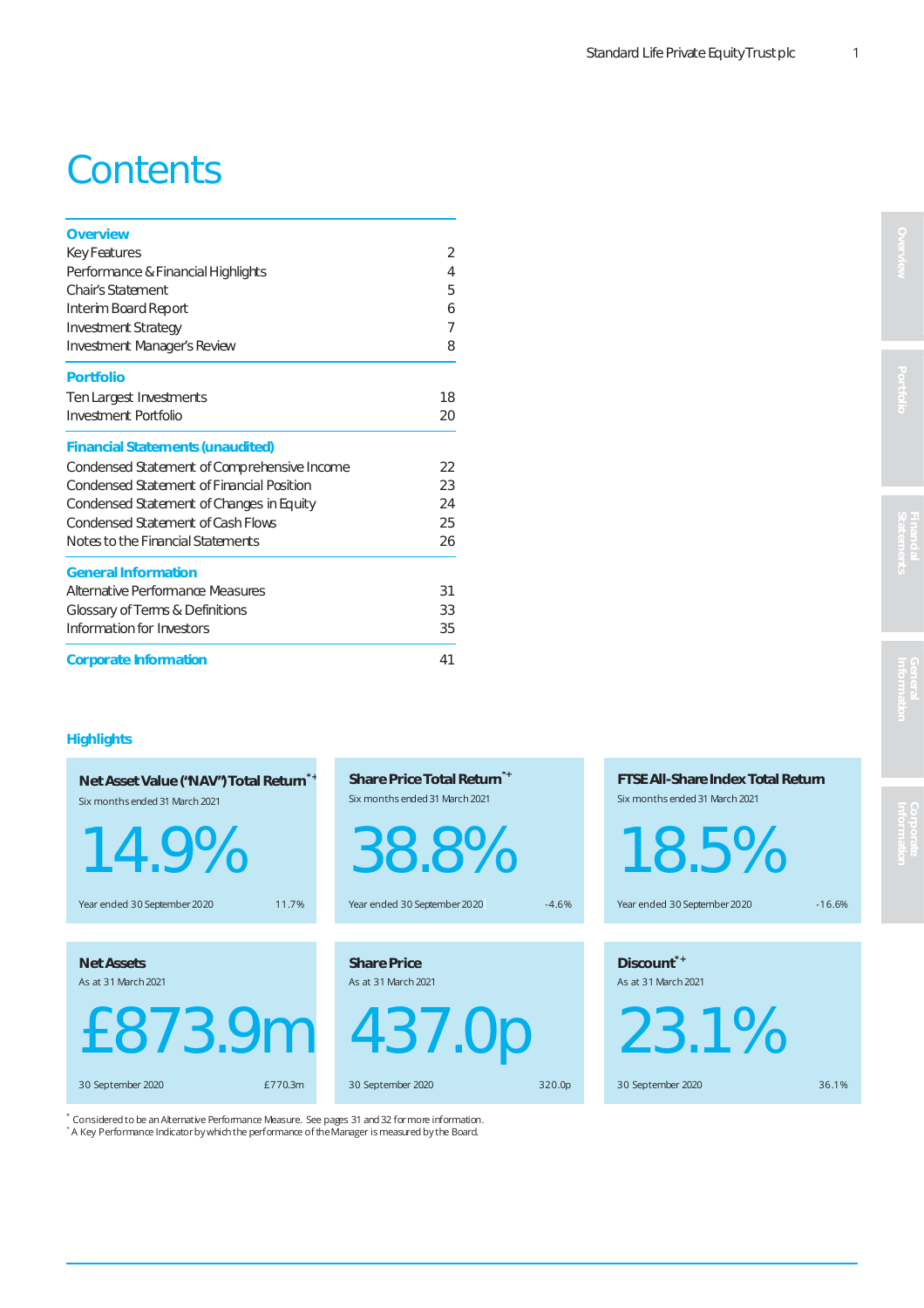# Contents

| | |
|---|---|
| **Overview** | |
| Key Features | 2 |
| Performance & Financial Highlights | 4 |
| Chair's Statement | 5 |
| Interim Board Report | 6 |
| Investment Strategy | 7 |
| Investment Manager's Review | 8 |
| **Portfolio** | |
| Ten Largest Investments | 18 |
| Investment Portfolio | 20 |
| **Financial Statements (unaudited)** | |
| Condensed Statement of Comprehensive Income | 22 |
| Condensed Statement of Financial Position | 23 |
| Condensed Statement of Changes in Equity | 24 |
| Condensed Statement of Cash Flows | 25 |
| Notes to the Financial Statements | 26 |
| **General Information** | |
| Alternative Performance Measures | 31 |
| Glossary of Terms & Definitions | 33 |
| Information for Investors | 35 |
| **Corporate Information** | 41 |

## Highlights

**Net Asset Value ("NAV") Total Return*+**
Six months ended 31 March 2021

14.9%

Year ended 30 September 2020: 11.7%

**Share Price Total Return*+**
Six months ended 31 March 2021

38.8%

Year ended 30 September 2020: -4.6%

**FTSE All-Share Index Total Return**
Six months ended 31 March 2021

18.5%

Year ended 30 September 2020: -16.6%

**Net Assets**
As at 31 March 2021

£873.9m

30 September 2020: £770.3m

**Share Price**
As at 31 March 2021

437.0p

30 September 2020: 320.0p

**Discount*+**
As at 31 March 2021

23.1%

30 September 2020: 36.1%

\* Considered to be an Alternative Performance Measure. See pages 31 and 32 for more information.
+ A Key Performance Indicator by which the performance of the Manager is measured by the Board.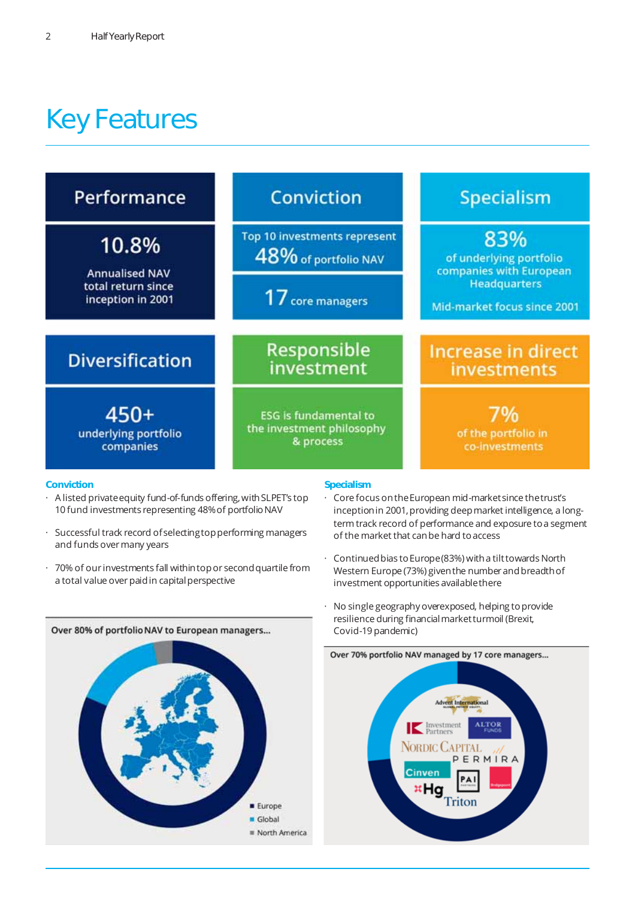# Key Features

| Performance | Conviction | Specialism |
|---|---|---|
| **10.8%** Annualised NAV total return since inception in 2001 | Top 10 investments represent **48%** of portfolio NAV; **17** core managers | **83%** of underlying portfolio companies with European Headquarters; Mid-market focus since 2001 |

| Diversification | Responsible investment | Increase in direct investments |
|---|---|---|
| **450+** underlying portfolio companies | ESG is fundamental to the investment philosophy & process | **7%** of the portfolio in co-investments |

### Conviction

- A listed private equity fund-of-funds offering, with SLPET's top 10 fund investments representing 48% of portfolio NAV
- Successful track record of selecting top performing managers and funds over many years
- 70% of our investments fall within top or second quartile from a total value over paid in capital perspective

**Over 80% of portfolio NAV to European managers...**

- Europe
- Global
- North America

### Specialism

- Core focus on the European mid-market since the trust's inception in 2001, providing deep market intelligence, a long-term track record of performance and exposure to a segment of the market that can be hard to access
- Continued bias to Europe (83%) with a tilt towards North Western Europe (73%) given the number and breadth of investment opportunities available there
- No single geography overexposed, helping to provide resilience during financial market turmoil (Brexit, Covid-19 pandemic)

**Over 70% portfolio NAV managed by 17 core managers...**

Advent International, IK Investment Partners, Altor Funds, Nordic Capital, Permira, Cinven, PAI Partners, Bridgepoint, Hg, Triton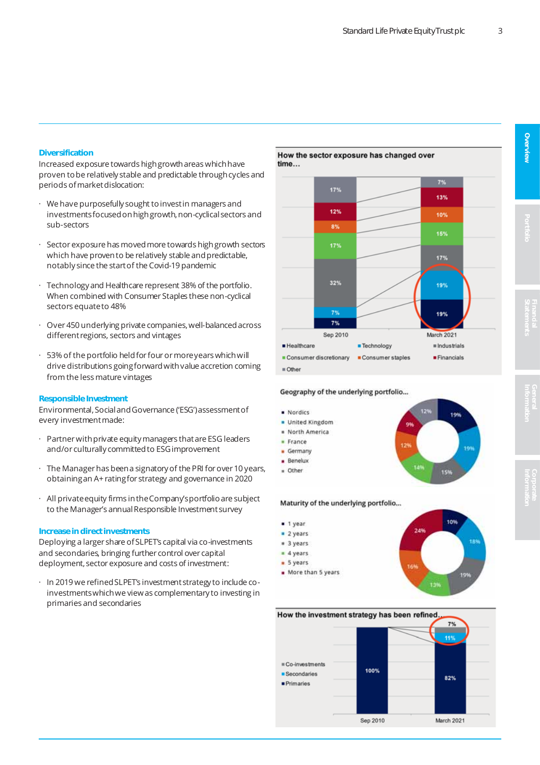## Diversification

Increased exposure towards high growth areas which have proven to be relatively stable and predictable through cycles and periods of market dislocation:

- We have purposefully sought to invest in managers and investments focused on high growth, non-cyclical sectors and sub-sectors
- Sector exposure has moved more towards high growth sectors which have proven to be relatively stable and predictable, notably since the start of the Covid-19 pandemic
- Technology and Healthcare represent 38% of the portfolio. When combined with Consumer Staples these non-cyclical sectors equate to 48%
- Over 450 underlying private companies, well-balanced across different regions, sectors and vintages
- 53% of the portfolio held for four or more years which will drive distributions going forward with value accretion coming from the less mature vintages

## Responsible Investment

Environmental, Social and Governance ('ESG') assessment of every investment made:

- Partner with private equity managers that are ESG leaders and/or culturally committed to ESG improvement
- The Manager has been a signatory of the PRI for over 10 years, obtaining an A+ rating for strategy and governance in 2020
- All private equity firms in the Company's portfolio are subject to the Manager's annual Responsible Investment survey

## Increase in direct investments

Deploying a larger share of SLPET's capital via co-investments and secondaries, bringing further control over capital deployment, sector exposure and costs of investment:

- In 2019 we refined SLPET's investment strategy to include co-investments which we view as complementary to investing in primaries and secondaries

**How the sector exposure has changed over time...**

| | Sep 2010 | March 2021 |
|---|---|---|
| Other | 17% | 7% |
| Financials | 12% | 13% |
| Consumer staples | 8% | 10% |
| Consumer discretionary | 17% | 15% |
| Industrials | 32% | 17% |
| Technology | 7% | 19% |
| Healthcare | 7% | 19% |

**Geography of the underlying portfolio...**

| Region | % |
|---|---|
| Nordics | 19% |
| United Kingdom | 19% |
| North America | 15% |
| France | 14% |
| Germany | 12% |
| Benelux | 9% |
| Other | 12% |

**Maturity of the underlying portfolio...**

| Maturity | % |
|---|---|
| 1 year | 10% |
| 2 years | 18% |
| 3 years | 19% |
| 4 years | 13% |
| 5 years | 16% |
| More than 5 years | 24% |

**How the investment strategy has been refined...**

| | Sep 2010 | March 2021 |
|---|---|---|
| Co-investments | | 7% |
| Secondaries | | 11% |
| Primaries | 100% | 82% |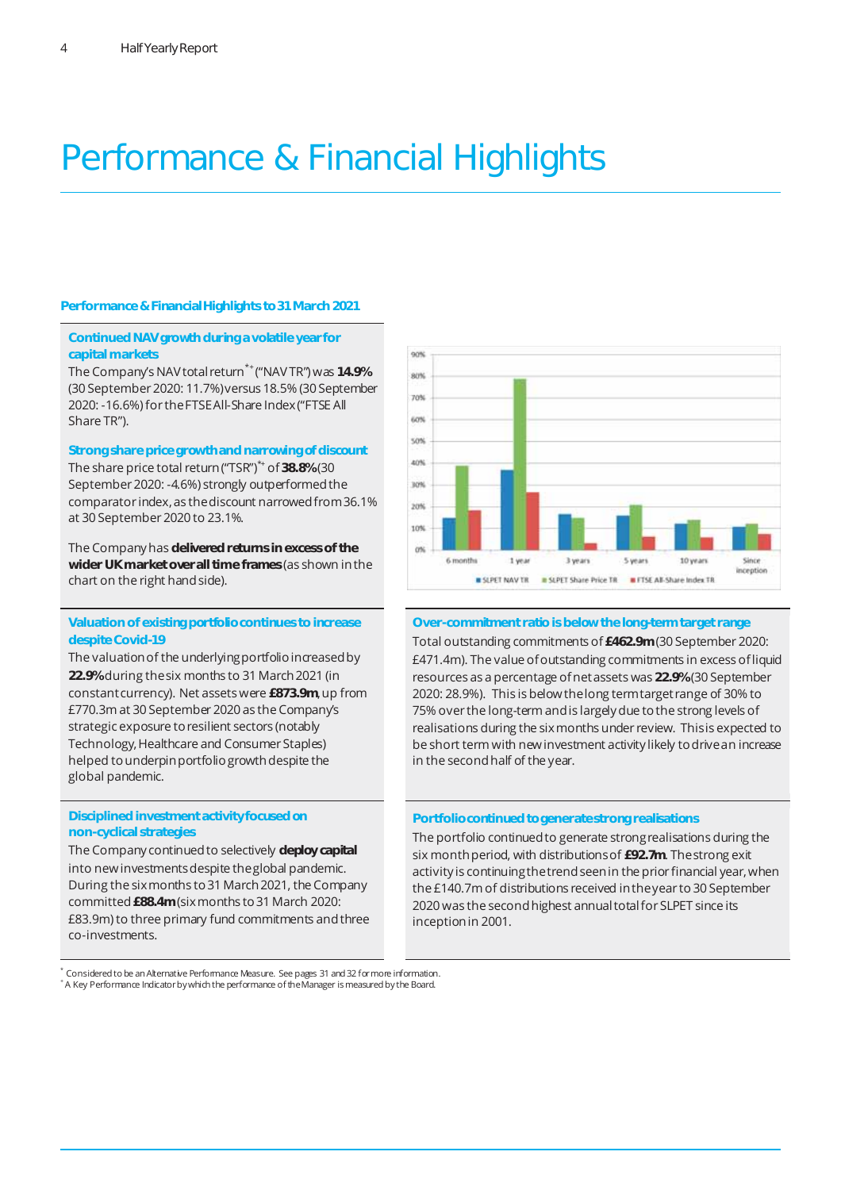# Performance & Financial Highlights

**Performance & Financial Highlights to 31 March 2021**

### Continued NAV growth during a volatile year for capital markets

The Company's NAV total return[*+] ("NAV TR") was **14.9%** (30 September 2020: 11.7%) versus 18.5% (30 September 2020: -16.6%) for the FTSE All-Share Index ("FTSE All Share TR").

### Strong share price growth and narrowing of discount

The share price total return ("TSR")[*+] of **38.8%** (30 September 2020: -4.6%) strongly outperformed the comparator index, as the discount narrowed from 36.1% at 30 September 2020 to 23.1%.

The Company has **delivered returns in excess of the wider UK market over all time frames** (as shown in the chart on the right hand side).

### Valuation of existing portfolio continues to increase despite Covid-19

The valuation of the underlying portfolio increased by **22.9%** during the six months to 31 March 2021 (in constant currency). Net assets were **£873.9m**, up from £770.3m at 30 September 2020 as the Company's strategic exposure to resilient sectors (notably Technology, Healthcare and Consumer Staples) helped to underpin portfolio growth despite the global pandemic.

### Disciplined investment activity focused on non-cyclical strategies

The Company continued to selectively **deploy capital** into new investments despite the global pandemic. During the six months to 31 March 2021, the Company committed **£88.4m** (six months to 31 March 2020: £83.9m) to three primary fund commitments and three co-investments.

### Over-commitment ratio is below the long-term target range

Total outstanding commitments of **£462.9m** (30 September 2020: £471.4m). The value of outstanding commitments in excess of liquid resources as a percentage of net assets was **22.9%** (30 September 2020: 28.9%). This is below the long term target range of 30% to 75% over the long-term and is largely due to the strong levels of realisations during the six months under review. This is expected to be short term with new investment activity likely to drive an increase in the second half of the year.

### Portfolio continued to generate strong realisations

The portfolio continued to generate strong realisations during the six month period, with distributions of **£92.7m**. The strong exit activity is continuing the trend seen in the prior financial year, when the £140.7m of distributions received in the year to 30 September 2020 was the second highest annual total for SLPET since its inception in 2001.

[*] Considered to be an Alternative Performance Measure. See pages 31 and 32 for more information.
[+] A Key Performance Indicator by which the performance of the Manager is measured by the Board.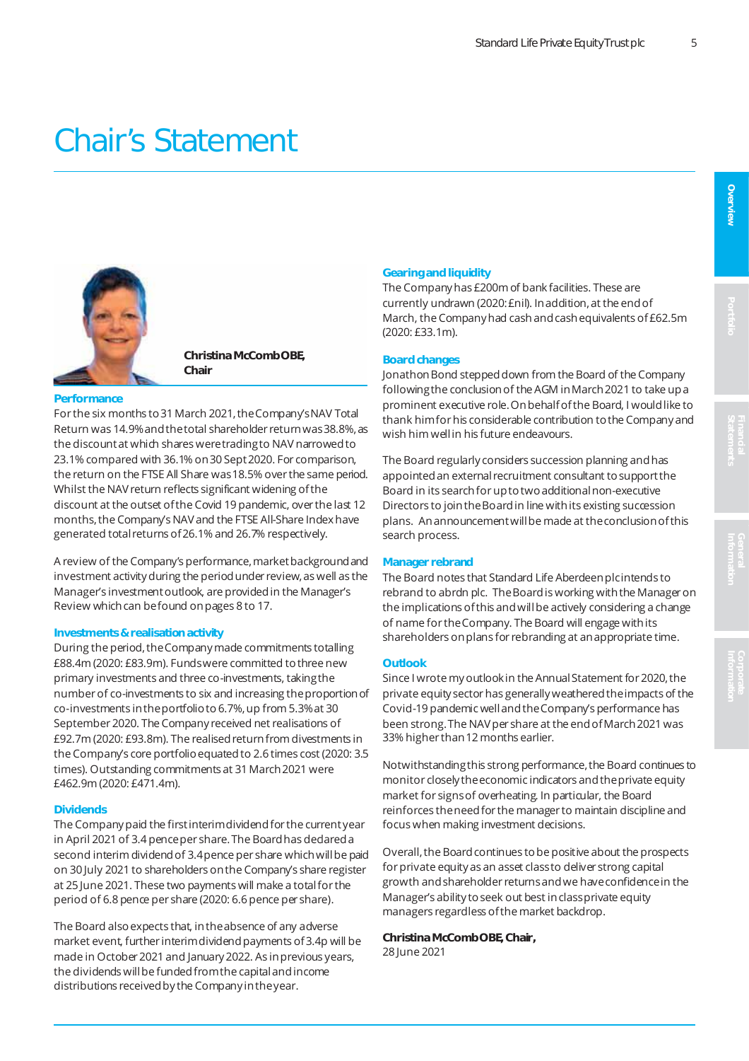# Chair's Statement

**Christina McComb OBE, Chair**

### Performance

For the six months to 31 March 2021, the Company's NAV Total Return was 14.9% and the total shareholder return was 38.8%, as the discount at which shares were trading to NAV narrowed to 23.1% compared with 36.1% on 30 Sept 2020. For comparison, the return on the FTSE All Share was 18.5% over the same period. Whilst the NAV return reflects significant widening of the discount at the outset of the Covid 19 pandemic, over the last 12 months, the Company's NAV and the FTSE All-Share Index have generated total returns of 26.1% and 26.7% respectively.

A review of the Company's performance, market background and investment activity during the period under review, as well as the Manager's investment outlook, are provided in the Manager's Review which can be found on pages 8 to 17.

### Investments & realisation activity

During the period, the Company made commitments totalling £88.4m (2020: £83.9m). Funds were committed to three new primary investments and three co-investments, taking the number of co-investments to six and increasing the proportion of co-investments in the portfolio to 6.7%, up from 5.3% at 30 September 2020. The Company received net realisations of £92.7m (2020: £93.8m). The realised return from divestments in the Company's core portfolio equated to 2.6 times cost (2020: 3.5 times). Outstanding commitments at 31 March 2021 were £462.9m (2020: £471.4m).

### Dividends

The Company paid the first interim dividend for the current year in April 2021 of 3.4 pence per share. The Board has declared a second interim dividend of 3.4 pence per share which will be paid on 30 July 2021 to shareholders on the Company's share register at 25 June 2021. These two payments will make a total for the period of 6.8 pence per share (2020: 6.6 pence per share).

The Board also expects that, in the absence of any adverse market event, further interim dividend payments of 3.4p will be made in October 2021 and January 2022. As in previous years, the dividends will be funded from the capital and income distributions received by the Company in the year.

### Gearing and liquidity

The Company has £200m of bank facilities. These are currently undrawn (2020: £nil). In addition, at the end of March, the Company had cash and cash equivalents of £62.5m (2020: £33.1m).

### Board changes

Jonathon Bond stepped down from the Board of the Company following the conclusion of the AGM in March 2021 to take up a prominent executive role. On behalf of the Board, I would like to thank him for his considerable contribution to the Company and wish him well in his future endeavours.

The Board regularly considers succession planning and has appointed an external recruitment consultant to support the Board in its search for up to two additional non-executive Directors to join the Board in line with its existing succession plans. An announcement will be made at the conclusion of this search process.

### Manager rebrand

The Board notes that Standard Life Aberdeen plc intends to rebrand to abrdn plc. The Board is working with the Manager on the implications of this and will be actively considering a change of name for the Company. The Board will engage with its shareholders on plans for rebranding at an appropriate time.

### Outlook

Since I wrote my outlook in the Annual Statement for 2020, the private equity sector has generally weathered the impacts of the Covid-19 pandemic well and the Company's performance has been strong. The NAV per share at the end of March 2021 was 33% higher than 12 months earlier.

Notwithstanding this strong performance, the Board continues to monitor closely the economic indicators and the private equity market for signs of overheating. In particular, the Board reinforces the need for the manager to maintain discipline and focus when making investment decisions.

Overall, the Board continues to be positive about the prospects for private equity as an asset class to deliver strong capital growth and shareholder returns and we have confidence in the Manager's ability to seek out best in class private equity managers regardless of the market backdrop.

**Christina McComb OBE, Chair,**
28 June 2021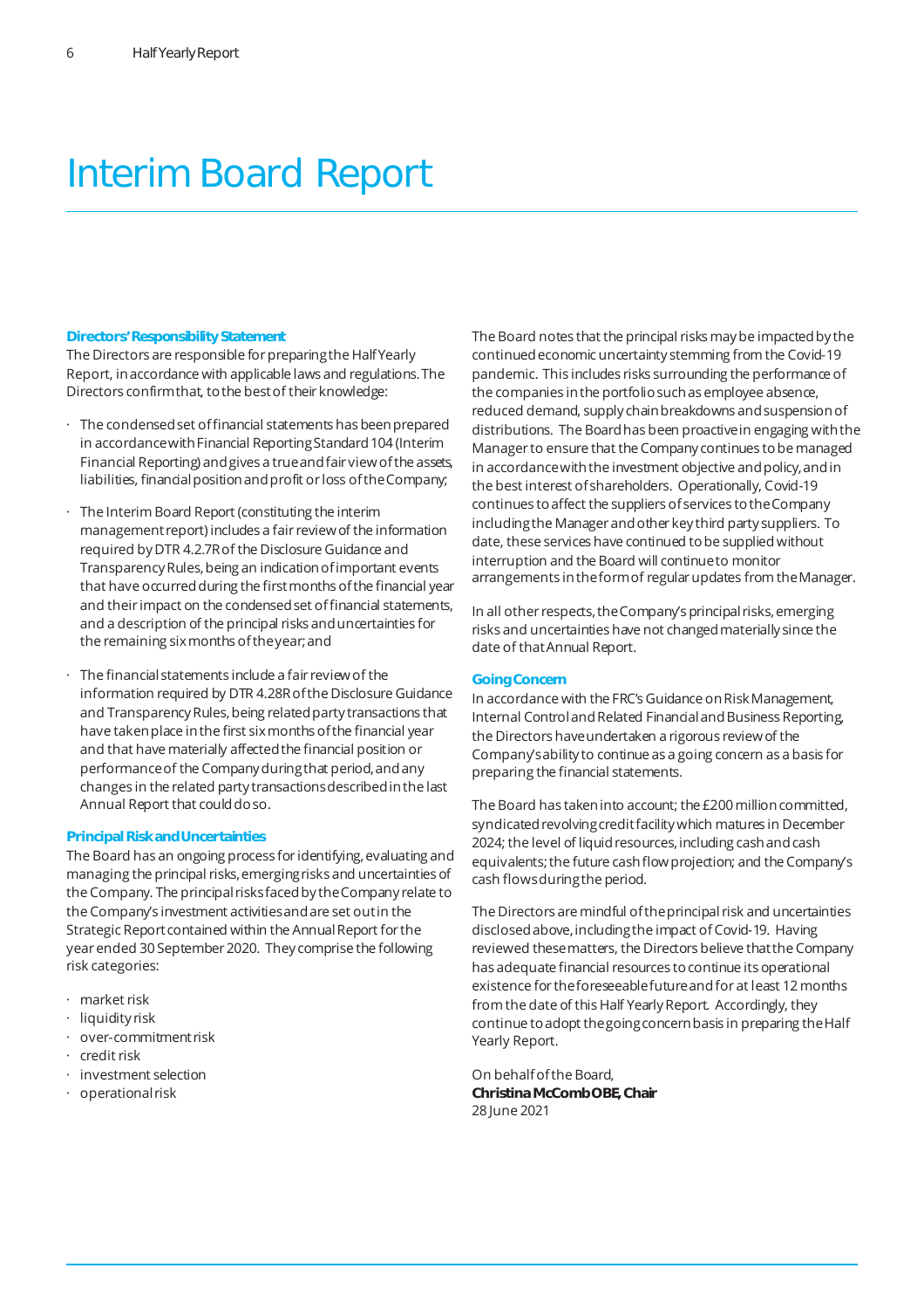# Interim Board Report

### Directors' Responsibility Statement

The Directors are responsible for preparing the Half Yearly Report, in accordance with applicable laws and regulations. The Directors confirm that, to the best of their knowledge:

- The condensed set of financial statements has been prepared in accordance with Financial Reporting Standard 104 (Interim Financial Reporting) and gives a true and fair view of the assets, liabilities, financial position and profit or loss of the Company;
- The Interim Board Report (constituting the interim management report) includes a fair review of the information required by DTR 4.2.7R of the Disclosure Guidance and Transparency Rules, being an indication of important events that have occurred during the first months of the financial year and their impact on the condensed set of financial statements, and a description of the principal risks and uncertainties for the remaining six months of the year; and
- The financial statements include a fair review of the information required by DTR 4.28R of the Disclosure Guidance and Transparency Rules, being related party transactions that have taken place in the first six months of the financial year and that have materially affected the financial position or performance of the Company during that period, and any changes in the related party transactions described in the last Annual Report that could do so.

### Principal Risk and Uncertainties

The Board has an ongoing process for identifying, evaluating and managing the principal risks, emerging risks and uncertainties of the Company. The principal risks faced by the Company relate to the Company's investment activities and are set out in the Strategic Report contained within the Annual Report for the year ended 30 September 2020. They comprise the following risk categories:

- market risk
- liquidity risk
- over-commitment risk
- credit risk
- investment selection
- operational risk

The Board notes that the principal risks may be impacted by the continued economic uncertainty stemming from the Covid-19 pandemic. This includes risks surrounding the performance of the companies in the portfolio such as employee absence, reduced demand, supply chain breakdowns and suspension of distributions. The Board has been proactive in engaging with the Manager to ensure that the Company continues to be managed in accordance with the investment objective and policy, and in the best interest of shareholders. Operationally, Covid-19 continues to affect the suppliers of services to the Company including the Manager and other key third party suppliers. To date, these services have continued to be supplied without interruption and the Board will continue to monitor arrangements in the form of regular updates from the Manager.

In all other respects, the Company's principal risks, emerging risks and uncertainties have not changed materially since the date of that Annual Report.

### Going Concern

In accordance with the FRC's Guidance on Risk Management, Internal Control and Related Financial and Business Reporting, the Directors have undertaken a rigorous review of the Company's ability to continue as a going concern as a basis for preparing the financial statements.

The Board has taken into account; the £200 million committed, syndicated revolving credit facility which matures in December 2024; the level of liquid resources, including cash and cash equivalents; the future cash flow projection; and the Company's cash flows during the period.

The Directors are mindful of the principal risk and uncertainties disclosed above, including the impact of Covid-19. Having reviewed these matters, the Directors believe that the Company has adequate financial resources to continue its operational existence for the foreseeable future and for at least 12 months from the date of this Half Yearly Report. Accordingly, they continue to adopt the going concern basis in preparing the Half Yearly Report.

On behalf of the Board,
**Christina McComb OBE, Chair**
28 June 2021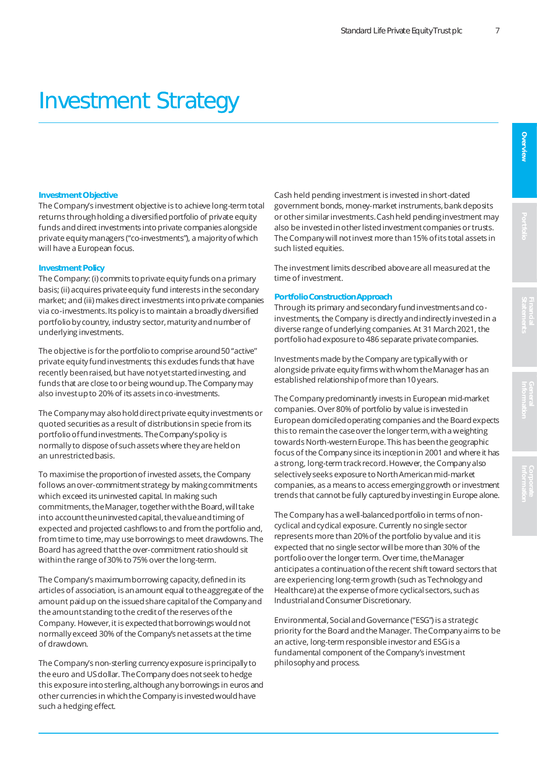# Investment Strategy

### Investment Objective

The Company's investment objective is to achieve long-term total returns through holding a diversified portfolio of private equity funds and direct investments into private companies alongside private equity managers ("co-investments"), a majority of which will have a European focus.

### Investment Policy

The Company: (i) commits to private equity funds on a primary basis; (ii) acquires private equity fund interests in the secondary market; and (iii) makes direct investments into private companies via co-investments. Its policy is to maintain a broadly diversified portfolio by country, industry sector, maturity and number of underlying investments.

The objective is for the portfolio to comprise around 50 "active" private equity fund investments; this excludes funds that have recently been raised, but have not yet started investing, and funds that are close to or being wound up. The Company may also invest up to 20% of its assets in co-investments.

The Company may also hold direct private equity investments or quoted securities as a result of distributions in specie from its portfolio of fund investments. The Company's policy is normally to dispose of such assets where they are held on an unrestricted basis.

To maximise the proportion of invested assets, the Company follows an over-commitment strategy by making commitments which exceed its uninvested capital. In making such commitments, the Manager, together with the Board, will take into account the uninvested capital, the value and timing of expected and projected cashflows to and from the portfolio and, from time to time, may use borrowings to meet drawdowns. The Board has agreed that the over-commitment ratio should sit within the range of 30% to 75% over the long-term.

The Company's maximum borrowing capacity, defined in its articles of association, is an amount equal to the aggregate of the amount paid up on the issued share capital of the Company and the amount standing to the credit of the reserves of the Company. However, it is expected that borrowings would not normally exceed 30% of the Company's net assets at the time of drawdown.

The Company's non-sterling currency exposure is principally to the euro and US dollar. The Company does not seek to hedge this exposure into sterling, although any borrowings in euros and other currencies in which the Company is invested would have such a hedging effect.

Cash held pending investment is invested in short-dated government bonds, money-market instruments, bank deposits or other similar investments. Cash held pending investment may also be invested in other listed investment companies or trusts. The Company will not invest more than 15% of its total assets in such listed equities.

The investment limits described above are all measured at the time of investment.

### Portfolio Construction Approach

Through its primary and secondary fund investments and co-investments, the Company is directly and indirectly invested in a diverse range of underlying companies. At 31 March 2021, the portfolio had exposure to 486 separate private companies.

Investments made by the Company are typically with or alongside private equity firms with whom the Manager has an established relationship of more than 10 years.

The Company predominantly invests in European mid-market companies. Over 80% of portfolio by value is invested in European domiciled operating companies and the Board expects this to remain the case over the longer term, with a weighting towards North-western Europe. This has been the geographic focus of the Company since its inception in 2001 and where it has a strong, long-term track record. However, the Company also selectively seeks exposure to North American mid-market companies, as a means to access emerging growth or investment trends that cannot be fully captured by investing in Europe alone.

The Company has a well-balanced portfolio in terms of non-cyclical and cyclical exposure. Currently no single sector represents more than 20% of the portfolio by value and it is expected that no single sector will be more than 30% of the portfolio over the longer term. Over time, the Manager anticipates a continuation of the recent shift toward sectors that are experiencing long-term growth (such as Technology and Healthcare) at the expense of more cyclical sectors, such as Industrial and Consumer Discretionary.

Environmental, Social and Governance ("ESG") is a strategic priority for the Board and the Manager. The Company aims to be an active, long-term responsible investor and ESG is a fundamental component of the Company's investment philosophy and process.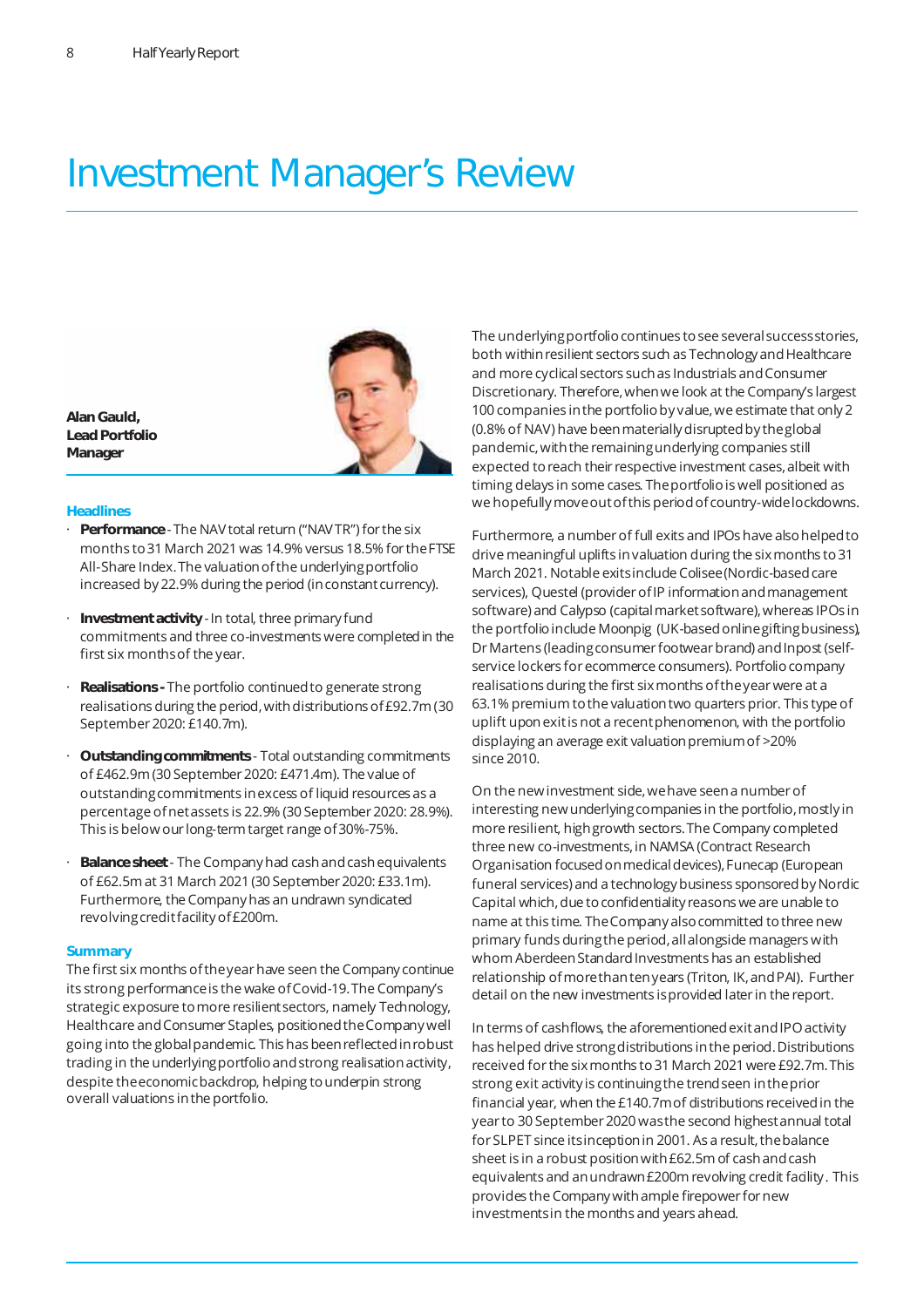# Investment Manager's Review

**Alan Gauld, Lead Portfolio Manager**

### Headlines

- **Performance** - The NAV total return ("NAV TR") for the six months to 31 March 2021 was 14.9% versus 18.5% for the FTSE All-Share Index. The valuation of the underlying portfolio increased by 22.9% during the period (in constant currency).
- **Investment activity** - In total, three primary fund commitments and three co-investments were completed in the first six months of the year.
- **Realisations** - The portfolio continued to generate strong realisations during the period, with distributions of £92.7m (30 September 2020: £140.7m).
- **Outstanding commitments** - Total outstanding commitments of £462.9m (30 September 2020: £471.4m). The value of outstanding commitments in excess of liquid resources as a percentage of net assets is 22.9% (30 September 2020: 28.9%). This is below our long-term target range of 30%-75%.
- **Balance sheet** - The Company had cash and cash equivalents of £62.5m at 31 March 2021 (30 September 2020: £33.1m). Furthermore, the Company has an undrawn syndicated revolving credit facility of £200m.

### Summary

The first six months of the year have seen the Company continue its strong performance is the wake of Covid-19. The Company's strategic exposure to more resilient sectors, namely Technology, Healthcare and Consumer Staples, positioned the Company well going into the global pandemic. This has been reflected in robust trading in the underlying portfolio and strong realisation activity, despite the economic backdrop, helping to underpin strong overall valuations in the portfolio.

The underlying portfolio continues to see several success stories, both within resilient sectors such as Technology and Healthcare and more cyclical sectors such as Industrials and Consumer Discretionary. Therefore, when we look at the Company's largest 100 companies in the portfolio by value, we estimate that only 2 (0.8% of NAV) have been materially disrupted by the global pandemic, with the remaining underlying companies still expected to reach their respective investment cases, albeit with timing delays in some cases. The portfolio is well positioned as we hopefully move out of this period of country-wide lockdowns.

Furthermore, a number of full exits and IPOs have also helped to drive meaningful uplifts in valuation during the six months to 31 March 2021. Notable exits include Colisee (Nordic-based care services), Questel (provider of IP information and management software) and Calypso (capital market software), whereas IPOs in the portfolio include Moonpig (UK-based online gifting business), Dr Martens (leading consumer footwear brand) and Inpost (self-service lockers for ecommerce consumers). Portfolio company realisations during the first six months of the year were at a 63.1% premium to the valuation two quarters prior. This type of uplift upon exit is not a recent phenomenon, with the portfolio displaying an average exit valuation premium of >20% since 2010.

On the new investment side, we have seen a number of interesting new underlying companies in the portfolio, mostly in more resilient, high growth sectors. The Company completed three new co-investments, in NAMSA (Contract Research Organisation focused on medical devices), Funecap (European funeral services) and a technology business sponsored by Nordic Capital which, due to confidentiality reasons we are unable to name at this time. The Company also committed to three new primary funds during the period, all alongside managers with whom Aberdeen Standard Investments has an established relationship of more than ten years (Triton, IK, and PAI). Further detail on the new investments is provided later in the report.

In terms of cashflows, the aforementioned exit and IPO activity has helped drive strong distributions in the period. Distributions received for the six months to 31 March 2021 were £92.7m. This strong exit activity is continuing the trend seen in the prior financial year, when the £140.7m of distributions received in the year to 30 September 2020 was the second highest annual total for SLPET since its inception in 2001. As a result, the balance sheet is in a robust position with £62.5m of cash and cash equivalents and an undrawn £200m revolving credit facility. This provides the Company with ample firepower for new investments in the months and years ahead.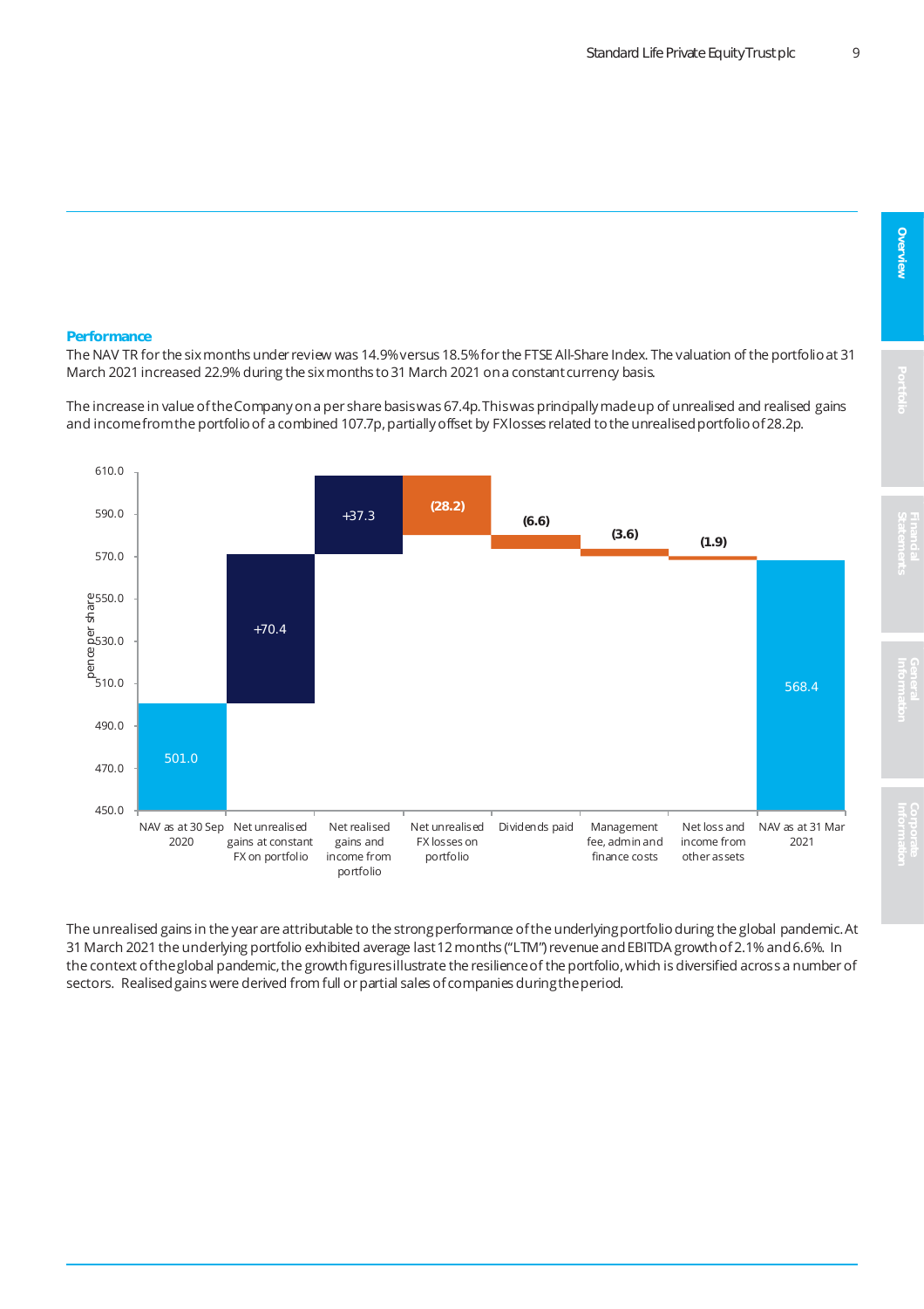## Performance

The NAV TR for the six months under review was 14.9% versus 18.5% for the FTSE All-Share Index. The valuation of the portfolio at 31 March 2021 increased 22.9% during the six months to 31 March 2021 on a constant currency basis.

The increase in value of the Company on a per share basis was 67.4p. This was principally made up of unrealised and realised gains and income from the portfolio of a combined 107.7p, partially offset by FX losses related to the unrealised portfolio of 28.2p.

| | pence per share |
|---|---|
| NAV as at 30 Sep 2020 | 501.0 |
| Net unrealised gains at constant FX on portfolio | +70.4 |
| Net realised gains and income from portfolio | +37.3 |
| Net unrealised FX losses on portfolio | (28.2) |
| Dividends paid | (6.6) |
| Management fee, admin and finance costs | (3.6) |
| Net loss and income from other assets | (1.9) |
| NAV as at 31 Mar 2021 | 568.4 |

The unrealised gains in the year are attributable to the strong performance of the underlying portfolio during the global pandemic. At 31 March 2021 the underlying portfolio exhibited average last 12 months ("LTM") revenue and EBITDA growth of 2.1% and 6.6%. In the context of the global pandemic, the growth figures illustrate the resilience of the portfolio, which is diversified across a number of sectors. Realised gains were derived from full or partial sales of companies during the period.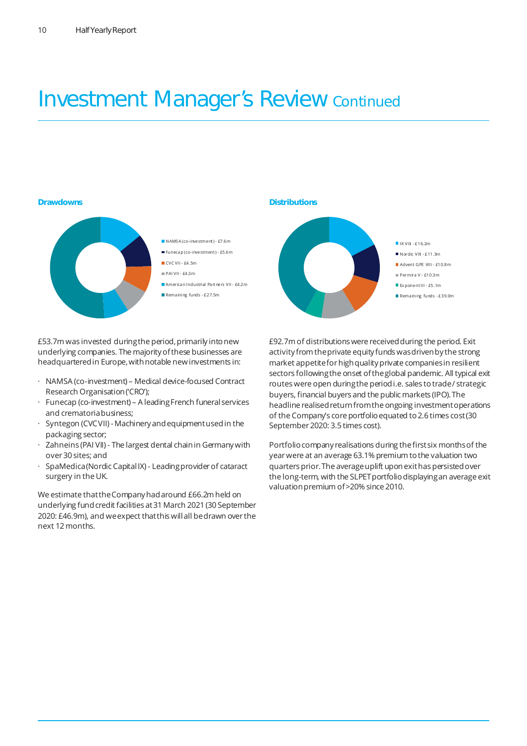# Investment Manager's Review Continued

**Drawdowns**

- NAMSA (co-investment) - £7.6m
- Funecap (co-investment) - £5.6m
- CVC VII - £4.5m
- PAI VII - £4.3m
- American Industrial Partners VII - £4.2m
- Remaining funds - £27.5m

£53.7m was invested during the period, primarily into new underlying companies. The majority of these businesses are headquartered in Europe, with notable new investments in:

- NAMSA (co-investment) – Medical device-focused Contract Research Organisation ('CRO');
- Funecap (co-investment) – A leading French funeral services and crematoria business;
- Syntegon (CVC VII) - Machinery and equipment used in the packaging sector;
- Zahneins (PAI VII) - The largest dental chain in Germany with over 30 sites; and
- SpaMedica (Nordic Capital IX) - Leading provider of cataract surgery in the UK.

We estimate that the Company had around £66.2m held on underlying fund credit facilities at 31 March 2021 (30 September 2020: £46.9m), and we expect that this will all be drawn over the next 12 months.

**Distributions**

- IK VIII - £16.2m
- Nordic VIII - £11.3m
- Advent GPE VIII - £10.8m
- Permira V - £10.3m
- Exponent III - £5.1m
- Remaining funds - £39.0m

£92.7m of distributions were received during the period. Exit activity from the private equity funds was driven by the strong market appetite for high quality private companies in resilient sectors following the onset of the global pandemic. All typical exit routes were open during the period i.e. sales to trade / strategic buyers, financial buyers and the public markets (IPO). The headline realised return from the ongoing investment operations of the Company's core portfolio equated to 2.6 times cost (30 September 2020: 3.5 times cost).

Portfolio company realisations during the first six months of the year were at an average 63.1% premium to the valuation two quarters prior. The average uplift upon exit has persisted over the long-term, with the SLPET portfolio displaying an average exit valuation premium of >20% since 2010.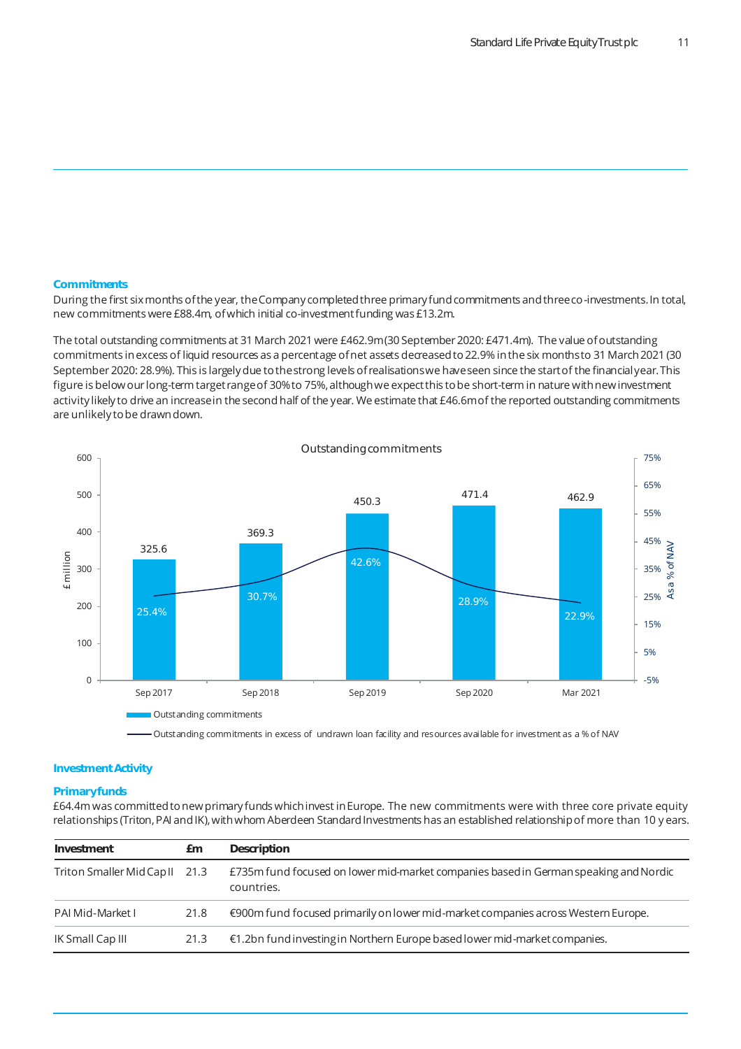## Commitments

During the first six months of the year, the Company completed three primary fund commitments and three co-investments. In total, new commitments were £88.4m, of which initial co-investment funding was £13.2m.

The total outstanding commitments at 31 March 2021 were £462.9m (30 September 2020: £471.4m). The value of outstanding commitments in excess of liquid resources as a percentage of net assets decreased to 22.9% in the six months to 31 March 2021 (30 September 2020: 28.9%). This is largely due to the strong levels of realisations we have seen since the start of the financial year. This figure is below our long-term target range of 30% to 75%, although we expect this to be short-term in nature with new investment activity likely to drive an increase in the second half of the year. We estimate that £46.6m of the reported outstanding commitments are unlikely to be drawn down.

Outstanding commitments

| | Sep 2017 | Sep 2018 | Sep 2019 | Sep 2020 | Mar 2021 |
|---|---|---|---|---|---|
| Outstanding commitments (£ million) | 325.6 | 369.3 | 450.3 | 471.4 | 462.9 |
| Outstanding commitments in excess of undrawn loan facility and resources available for investment as a % of NAV | 25.4% | 30.7% | 42.6% | 28.9% | 22.9% |

## Investment Activity

### Primary funds

£64.4m was committed to new primary funds which invest in Europe. The new commitments were with three core private equity relationships (Triton, PAI and IK), with whom Aberdeen Standard Investments has an established relationship of more than 10 years.

| Investment | £m | Description |
|---|---|---|
| Triton Smaller Mid Cap II | 21.3 | £735m fund focused on lower mid-market companies based in German speaking and Nordic countries. |
| PAI Mid-Market I | 21.8 | €900m fund focused primarily on lower mid-market companies across Western Europe. |
| IK Small Cap III | 21.3 | €1.2bn fund investing in Northern Europe based lower mid-market companies. |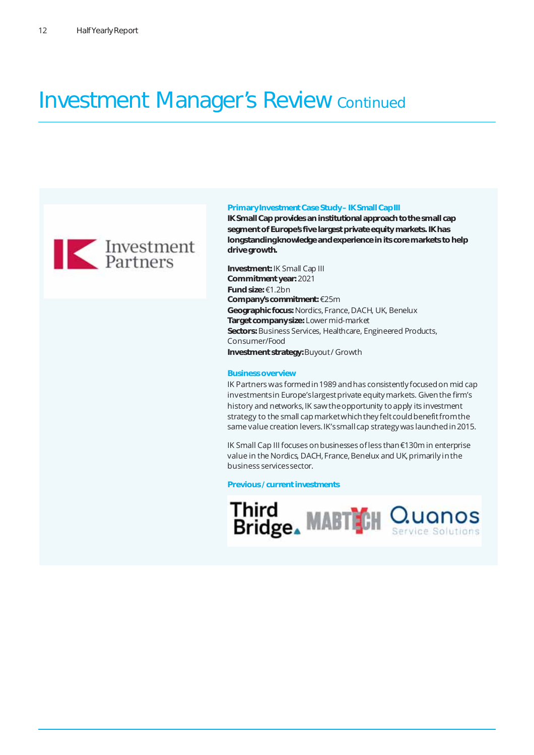# Investment Manager's Review Continued

### Primary Investment Case Study – IK Small Cap III

**IK Small Cap provides an institutional approach to the small cap segment of Europe's five largest private equity markets. IK has longstanding knowledge and experience in its core markets to help drive growth.**

**Investment:** IK Small Cap III
**Commitment year:** 2021
**Fund size:** €1.2bn
**Company's commitment:** €25m
**Geographic focus:** Nordics, France, DACH, UK, Benelux
**Target company size:** Lower mid-market
**Sectors:** Business Services, Healthcare, Engineered Products, Consumer/Food
**Investment strategy:** Buyout / Growth

### Business overview

IK Partners was formed in 1989 and has consistently focused on mid cap investments in Europe's largest private equity markets. Given the firm's history and networks, IK saw the opportunity to apply its investment strategy to the small cap market which they felt could benefit from the same value creation levers. IK's small cap strategy was launched in 2015.

IK Small Cap III focuses on businesses of less than €130m in enterprise value in the Nordics, DACH, France, Benelux and UK, primarily in the business services sector.

### Previous / current investments

Third Bridge, MABTECH, Quanos Service Solutions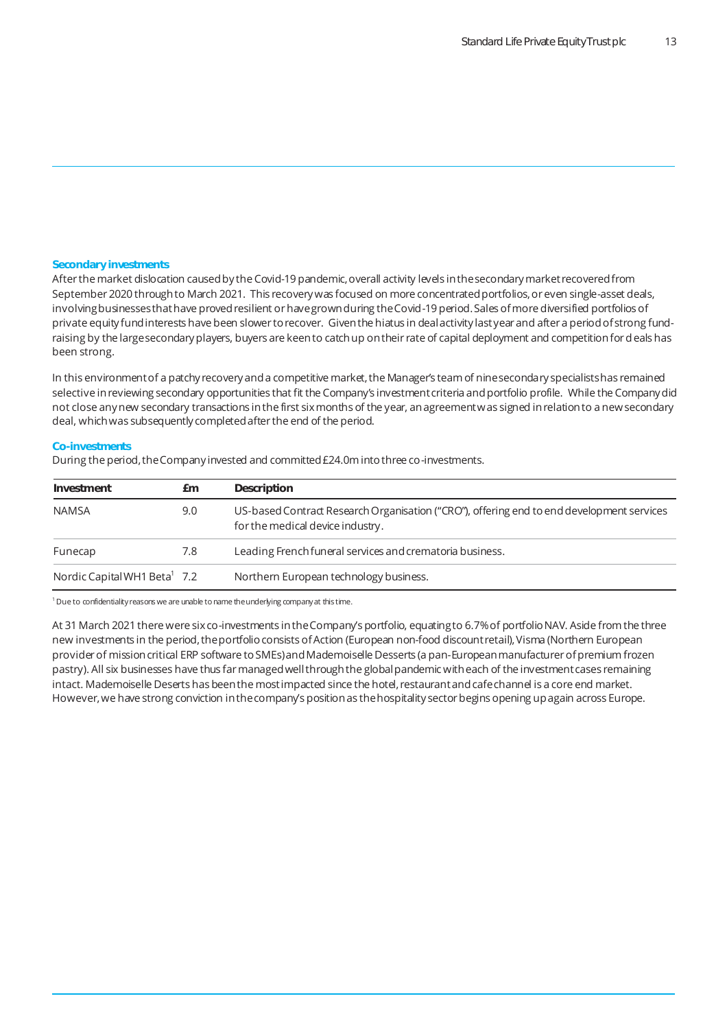### Secondary investments

After the market dislocation caused by the Covid-19 pandemic, overall activity levels in the secondary market recovered from September 2020 through to March 2021. This recovery was focused on more concentrated portfolios, or even single-asset deals, involving businesses that have proved resilient or have grown during the Covid-19 period. Sales of more diversified portfolios of private equity fund interests have been slower to recover. Given the hiatus in deal activity last year and after a period of strong fund-raising by the large secondary players, buyers are keen to catch up on their rate of capital deployment and competition for deals has been strong.

In this environment of a patchy recovery and a competitive market, the Manager's team of nine secondary specialists has remained selective in reviewing secondary opportunities that fit the Company's investment criteria and portfolio profile. While the Company did not close any new secondary transactions in the first six months of the year, an agreement was signed in relation to a new secondary deal, which was subsequently completed after the end of the period.

### Co-investments

During the period, the Company invested and committed £24.0m into three co-investments.

| Investment | £m | Description |
|---|---|---|
| NAMSA | 9.0 | US-based Contract Research Organisation ("CRO"), offering end to end development services for the medical device industry. |
| Funecap | 7.8 | Leading French funeral services and crematoria business. |
| Nordic Capital WH1 Beta[1] | 7.2 | Northern European technology business. |

[1] Due to confidentiality reasons we are unable to name the underlying company at this time.

At 31 March 2021 there were six co-investments in the Company's portfolio, equating to 6.7% of portfolio NAV. Aside from the three new investments in the period, the portfolio consists of Action (European non-food discount retail), Visma (Northern European provider of mission critical ERP software to SMEs) and Mademoiselle Desserts (a pan-European manufacturer of premium frozen pastry). All six businesses have thus far managed well through the global pandemic with each of the investment cases remaining intact. Mademoiselle Deserts has been the most impacted since the hotel, restaurant and cafe channel is a core end market. However, we have strong conviction in the company's position as the hospitality sector begins opening up again across Europe.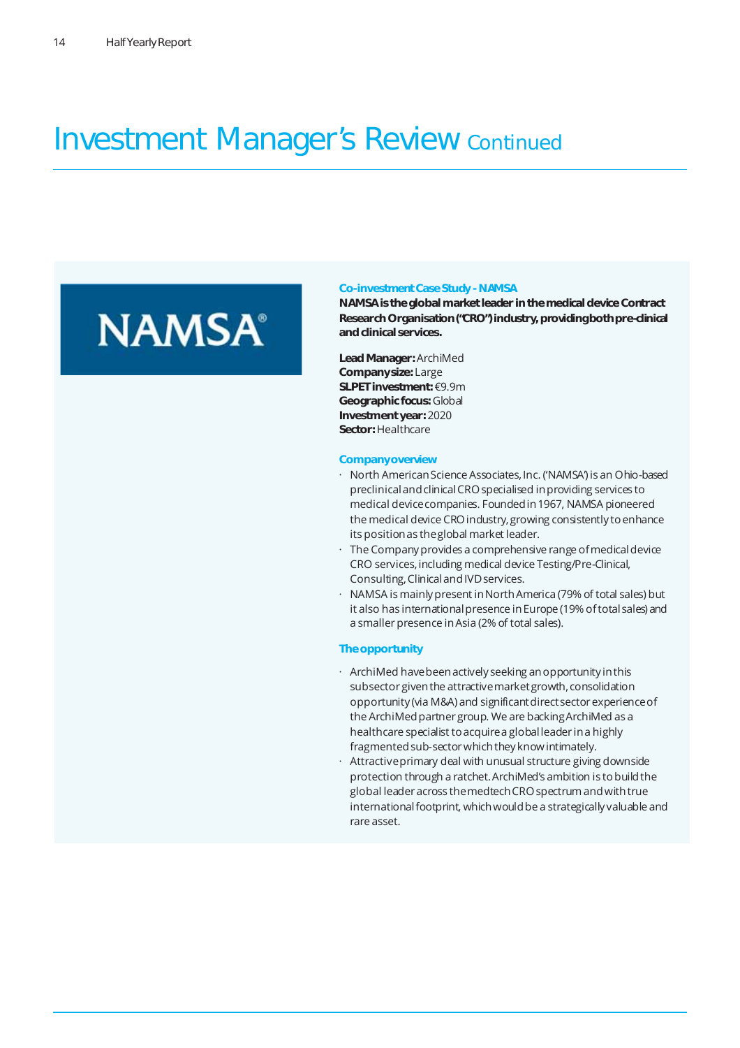# Investment Manager's Review Continued

NAMSA®

### Co-investment Case Study - NAMSA

**NAMSA is the global market leader in the medical device Contract Research Organisation ("CRO") industry, providing both pre-clinical and clinical services.**

**Lead Manager:** ArchiMed
**Company size:** Large
**SLPET investment:** €9.9m
**Geographic focus:** Global
**Investment year:** 2020
**Sector:** Healthcare

### Company overview

- North American Science Associates, Inc. ('NAMSA') is an Ohio-based preclinical and clinical CRO specialised in providing services to medical device companies. Founded in 1967, NAMSA pioneered the medical device CRO industry, growing consistently to enhance its position as the global market leader.
- The Company provides a comprehensive range of medical device CRO services, including medical device Testing/Pre-Clinical, Consulting, Clinical and IVD services.
- NAMSA is mainly present in North America (79% of total sales) but it also has international presence in Europe (19% of total sales) and a smaller presence in Asia (2% of total sales).

### The opportunity

- ArchiMed have been actively seeking an opportunity in this subsector given the attractive market growth, consolidation opportunity (via M&A) and significant direct sector experience of the ArchiMed partner group. We are backing ArchiMed as a healthcare specialist to acquire a global leader in a highly fragmented sub-sector which they know intimately.
- Attractive primary deal with unusual structure giving downside protection through a ratchet. ArchiMed's ambition is to build the global leader across the medtech CRO spectrum and with true international footprint, which would be a strategically valuable and rare asset.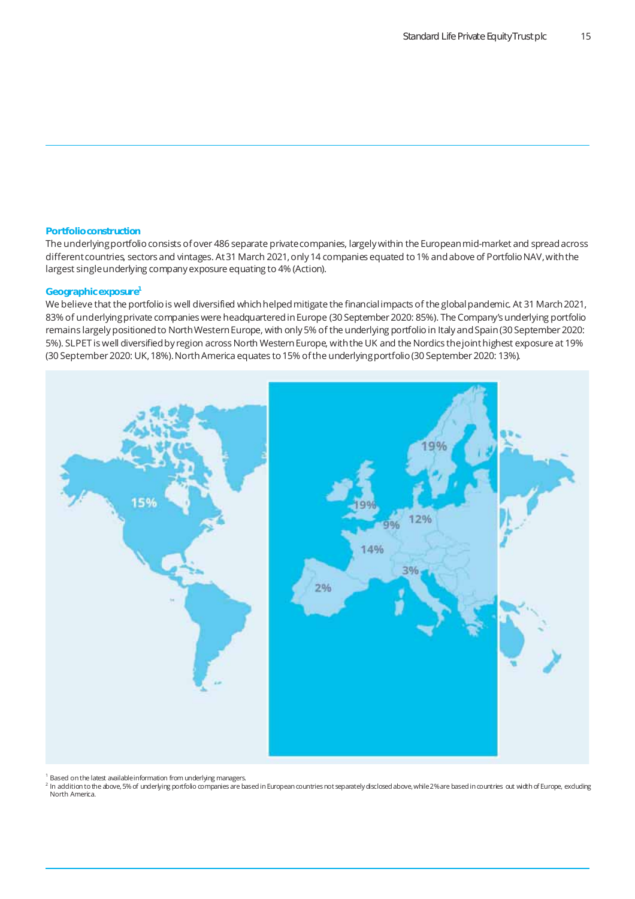### Portfolio construction

The underlying portfolio consists of over 486 separate private companies, largely within the European mid-market and spread across different countries, sectors and vintages. At 31 March 2021, only 14 companies equated to 1% and above of Portfolio NAV, with the largest single underlying company exposure equating to 4% (Action).

### Geographic exposure[1]

We believe that the portfolio is well diversified which helped mitigate the financial impacts of the global pandemic. At 31 March 2021, 83% of underlying private companies were headquartered in Europe (30 September 2020: 85%). The Company's underlying portfolio remains largely positioned to North Western Europe, with only 5% of the underlying portfolio in Italy and Spain (30 September 2020: 5%). SLPET is well diversified by region across North Western Europe, with the UK and the Nordics the joint highest exposure at 19% (30 September 2020: UK, 18%). North America equates to 15% of the underlying portfolio (30 September 2020: 13%).

15%

19%

19%

9%

12%

14%

3%

2%

[1] Based on the latest available information from underlying managers.

[2] In addition to the above, 5% of underlying portfolio companies are based in European countries not separately disclosed above, while 2% are based in countries out width of Europe, excluding North America.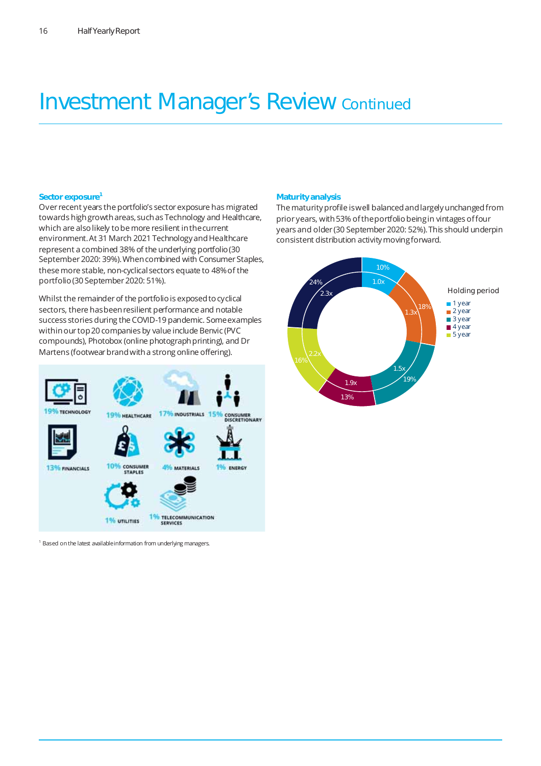# Investment Manager's Review Continued

## Sector exposure[1]

Over recent years the portfolio's sector exposure has migrated towards high growth areas, such as Technology and Healthcare, which are also likely to be more resilient in the current environment. At 31 March 2021 Technology and Healthcare represent a combined 38% of the underlying portfolio (30 September 2020: 39%). When combined with Consumer Staples, these more stable, non-cyclical sectors equate to 48% of the portfolio (30 September 2020: 51%).

Whilst the remainder of the portfolio is exposed to cyclical sectors, there has been resilient performance and notable success stories during the COVID-19 pandemic. Some examples within our top 20 companies by value include Benvic (PVC compounds), Photobox (online photograph printing), and Dr Martens (footwear brand with a strong online offering).

19% TECHNOLOGY
19% HEALTHCARE
17% INDUSTRIALS
15% CONSUMER DISCRETIONARY
13% FINANCIALS
10% CONSUMER STAPLES
4% MATERIALS
1% ENERGY
1% UTILITIES
1% TELECOMMUNICATION SERVICES

[1] Based on the latest available information from underlying managers.

## Maturity analysis

The maturity profile is well balanced and largely unchanged from prior years, with 53% of the portfolio being in vintages of four years and older (30 September 2020: 52%). This should underpin consistent distribution activity moving forward.

Holding period

| Holding period | % of portfolio | Multiple |
|---|---|---|
| 1 year | 10% | 1.0x |
| 2 year | 18% | 1.3x |
| 3 year | 19% | 1.5x |
| 4 year | 13% | 1.9x |
| 5 year | 16% | 2.2x |
| | 24% | 2.3x |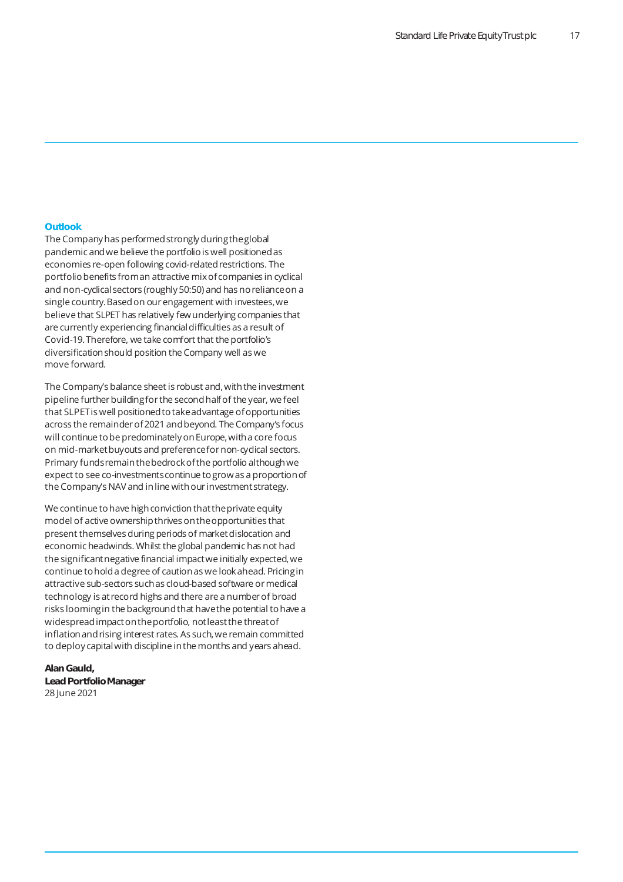## Outlook

The Company has performed strongly during the global pandemic and we believe the portfolio is well positioned as economies re-open following covid-related restrictions. The portfolio benefits from an attractive mix of companies in cyclical and non-cyclical sectors (roughly 50:50) and has no reliance on a single country. Based on our engagement with investees, we believe that SLPET has relatively few underlying companies that are currently experiencing financial difficulties as a result of Covid-19. Therefore, we take comfort that the portfolio's diversification should position the Company well as we move forward.

The Company's balance sheet is robust and, with the investment pipeline further building for the second half of the year, we feel that SLPET is well positioned to take advantage of opportunities across the remainder of 2021 and beyond. The Company's focus will continue to be predominately on Europe, with a core focus on mid-market buyouts and preference for non-cyclical sectors. Primary funds remain the bedrock of the portfolio although we expect to see co-investments continue to grow as a proportion of the Company's NAV and in line with our investment strategy.

We continue to have high conviction that the private equity model of active ownership thrives on the opportunities that present themselves during periods of market dislocation and economic headwinds. Whilst the global pandemic has not had the significant negative financial impact we initially expected, we continue to hold a degree of caution as we look ahead. Pricing in attractive sub-sectors such as cloud-based software or medical technology is at record highs and there are a number of broad risks looming in the background that have the potential to have a widespread impact on the portfolio, not least the threat of inflation and rising interest rates. As such, we remain committed to deploy capital with discipline in the months and years ahead.

**Alan Gauld,**
**Lead Portfolio Manager**
28 June 2021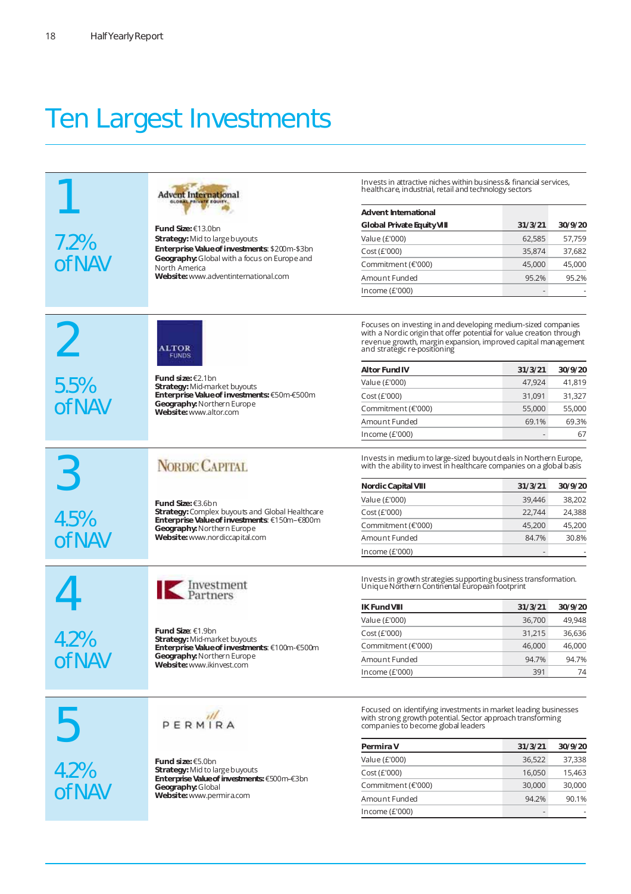# Ten Largest Investments

## 1

7.2% of NAV

Advent International

**Fund Size:** €13.0bn
**Strategy:** Mid to large buyouts
**Enterprise Value of investments:** $200m-$3bn
**Geography:** Global with a focus on Europe and North America
**Website:** www.adventinternational.com

Invests in attractive niches within business & financial services, healthcare, industrial, retail and technology sectors

| Advent International Global Private Equity VIII | 31/3/21 | 30/9/20 |
|---|---|---|
| Value (£'000) | 62,585 | 57,759 |
| Cost (£'000) | 35,874 | 37,682 |
| Commitment (€'000) | 45,000 | 45,000 |
| Amount Funded | 95.2% | 95.2% |
| Income (£'000) | - | - |

## 2

5.5% of NAV

ALTOR FUNDS

**Fund size:** €2.1bn
**Strategy:** Mid-market buyouts
**Enterprise Value of investments:** €50m-€500m
**Geography:** Northern Europe
**Website:** www.altor.com

Focuses on investing in and developing medium-sized companies with a Nordic origin that offer potential for value creation through revenue growth, margin expansion, improved capital management and strategic re-positioning

| Altor Fund IV | 31/3/21 | 30/9/20 |
|---|---|---|
| Value (£'000) | 47,924 | 41,819 |
| Cost (£'000) | 31,091 | 31,327 |
| Commitment (€'000) | 55,000 | 55,000 |
| Amount Funded | 69.1% | 69.3% |
| Income (£'000) | - | 67 |

## 3

4.5% of NAV

NORDIC CAPITAL

**Fund Size:** €3.6bn
**Strategy:** Complex buyouts and Global Healthcare
**Enterprise Value of investments:** €150m–€800m
**Geography:** Northern Europe
**Website:** www.nordiccapital.com

Invests in medium to large-sized buyout deals in Northern Europe, with the ability to invest in healthcare companies on a global basis

| Nordic Capital VIII | 31/3/21 | 30/9/20 |
|---|---|---|
| Value (£'000) | 39,446 | 38,202 |
| Cost (£'000) | 22,744 | 24,388 |
| Commitment (€'000) | 45,200 | 45,200 |
| Amount Funded | 84.7% | 30.8% |
| Income (£'000) | - | - |

## 4

4.2% of NAV

IK Investment Partners

**Fund Size:** €1.9bn
**Strategy:** Mid-market buyouts
**Enterprise Value of investments:** €100m-€500m
**Geography:** Northern Europe
**Website:** www.ikinvest.com

Invests in growth strategies supporting business transformation. Unique Northern Continental European footprint

| IK Fund VIII | 31/3/21 | 30/9/20 |
|---|---|---|
| Value (£'000) | 36,700 | 49,948 |
| Cost (£'000) | 31,215 | 36,636 |
| Commitment (€'000) | 46,000 | 46,000 |
| Amount Funded | 94.7% | 94.7% |
| Income (£'000) | 391 | 74 |

## 5

4.2% of NAV

PERMIRA

**Fund size:** €5.0bn
**Strategy:** Mid to large buyouts
**Enterprise Value of investments:** €500m-€3bn
**Geography:** Global
**Website:** www.permira.com

Focused on identifying investments in market leading businesses with strong growth potential. Sector approach transforming companies to become global leaders

| Permira V | 31/3/21 | 30/9/20 |
|---|---|---|
| Value (£'000) | 36,522 | 37,338 |
| Cost (£'000) | 16,050 | 15,463 |
| Commitment (€'000) | 30,000 | 30,000 |
| Amount Funded | 94.2% | 90.1% |
| Income (£'000) | - | - |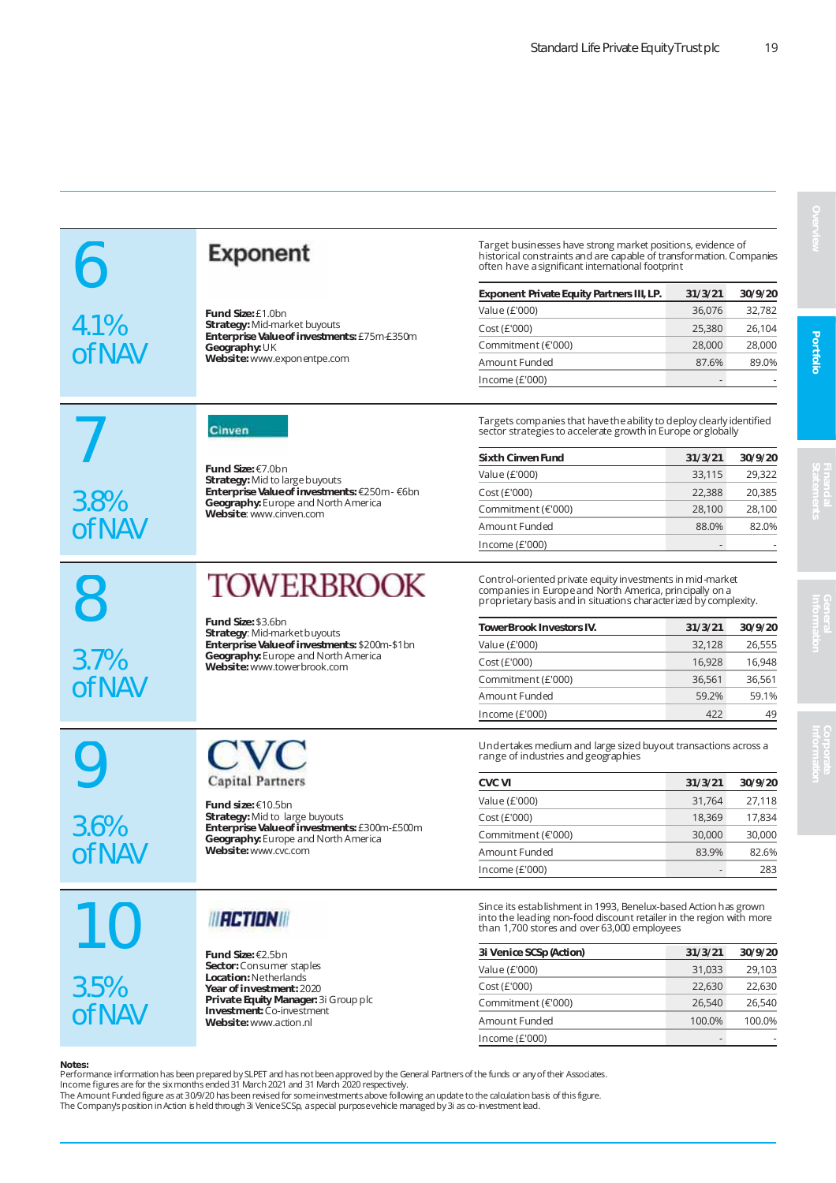## 6

4.1% of NAV

### Exponent

**Fund Size:** £1.0bn
**Strategy:** Mid-market buyouts
**Enterprise Value of investments:** £75m-£350m
**Geography:** UK
**Website:** www.exponentpe.com

Target businesses have strong market positions, evidence of historical constraints and are capable of transformation. Companies often have a significant international footprint

| Exponent Private Equity Partners III, LP. | 31/3/21 | 30/9/20 |
|---|---|---|
| Value (£'000) | 36,076 | 32,782 |
| Cost (£'000) | 25,380 | 26,104 |
| Commitment (£'000) | 28,000 | 28,000 |
| Amount Funded | 87.6% | 89.0% |
| Income (£'000) | - | - |

## 7

3.8% of NAV

### Cinven

**Fund Size:** €7.0bn
**Strategy:** Mid to large buyouts
**Enterprise Value of investments:** €250m - €6bn
**Geography:** Europe and North America
**Website**: www.cinven.com

Targets companies that have the ability to deploy clearly identified sector strategies to accelerate growth in Europe or globally

| Sixth Cinven Fund | 31/3/21 | 30/9/20 |
|---|---|---|
| Value (£'000) | 33,115 | 29,322 |
| Cost (£'000) | 22,388 | 20,385 |
| Commitment (€'000) | 28,100 | 28,100 |
| Amount Funded | 88.0% | 82.0% |
| Income (£'000) | - | - |

## 8

3.7% of NAV

### TOWERBROOK

**Fund Size:** $3.6bn
**Strategy**: Mid-market buyouts
**Enterprise Value of investments:** $200m-$1bn
**Geography:** Europe and North America
**Website:** www.towerbrook.com

Control-oriented private equity investments in mid-market companies in Europe and North America, principally on a proprietary basis and in situations characterized by complexity.

| TowerBrook Investors IV. | 31/3/21 | 30/9/20 |
|---|---|---|
| Value (£'000) | 32,128 | 26,555 |
| Cost (£'000) | 16,928 | 16,948 |
| Commitment (£'000) | 36,561 | 36,561 |
| Amount Funded | 59.2% | 59.1% |
| Income (£'000) | 422 | 49 |

## 9

3.6% of NAV

### CVC Capital Partners

**Fund size:** €10.5bn
**Strategy:** Mid to large buyouts
**Enterprise Value of investments:** £300m-£500m
**Geography:** Europe and North America
**Website:** www.cvc.com

Undertakes medium and large sized buyout transactions across a range of industries and geographies

| CVC VI | 31/3/21 | 30/9/20 |
|---|---|---|
| Value (£'000) | 31,764 | 27,118 |
| Cost (£'000) | 18,369 | 17,834 |
| Commitment (€'000) | 30,000 | 30,000 |
| Amount Funded | 83.9% | 82.6% |
| Income (£'000) | - | 283 |

## 10

3.5% of NAV

### ACTION

**Fund Size:** €2.5bn
**Sector:** Consumer staples
**Location:** Netherlands
**Year of investment:** 2020
**Private Equity Manager:** 3i Group plc
**Investment:** Co-investment
**Website:** www.action.nl

Since its establishment in 1993, Benelux-based Action has grown into the leading non-food discount retailer in the region with more than 1,700 stores and over 63,000 employees

| 3i Venice SCSp (Action) | 31/3/21 | 30/9/20 |
|---|---|---|
| Value (£'000) | 31,033 | 29,103 |
| Cost (£'000) | 22,630 | 22,630 |
| Commitment (£'000) | 26,540 | 26,540 |
| Amount Funded | 100.0% | 100.0% |
| Income (£'000) | - | - |

**Notes:**
Performance information has been prepared by SLPET and has not been approved by the General Partners of the funds or any of their Associates.
Income figures are for the six months ended 31 March 2021 and 31 March 2020 respectively.
The Amount Funded figure as at 30/9/20 has been revised for some investments above following an update to the calculation basis of this figure.
The Company's position in Action is held through 3i Venice SCSp, a special purpose vehicle managed by 3i as co-investment lead.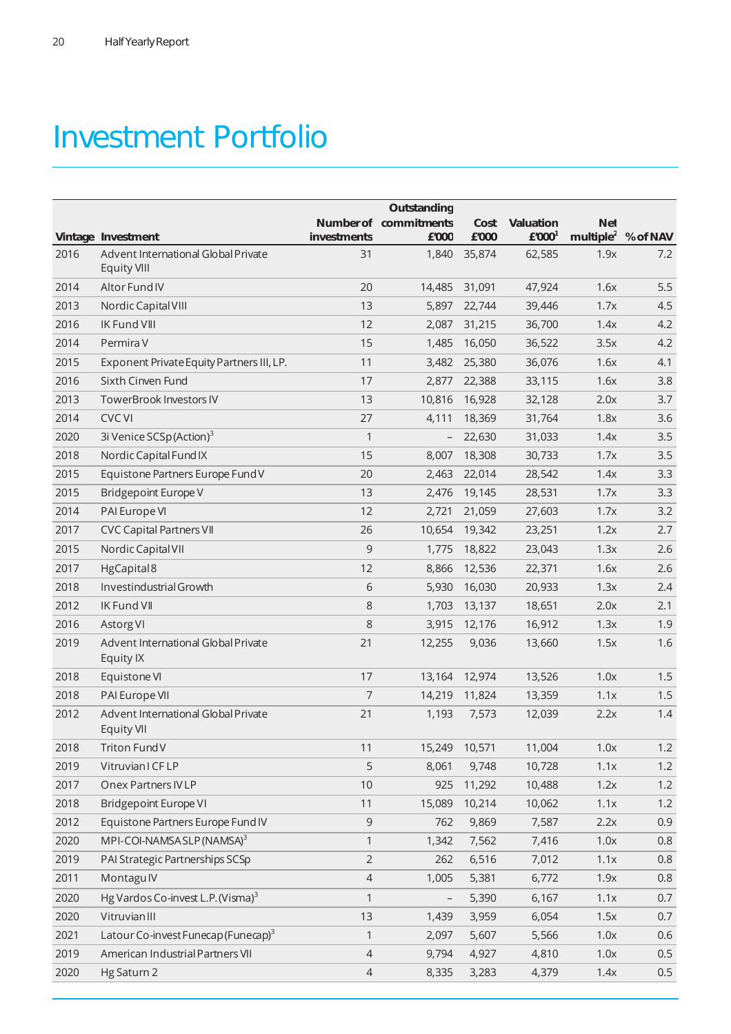# Investment Portfolio

| Vintage | Investment | Number of investments | Outstanding commitments £'000 | Cost £'000 | Valuation £'000[1] | Net multiple[2] | % of NAV |
|---|---|---|---|---|---|---|---|
| 2016 | Advent International Global Private Equity VIII | 31 | 1,840 | 35,874 | 62,585 | 1.9x | 7.2 |
| 2014 | Altor Fund IV | 20 | 14,485 | 31,091 | 47,924 | 1.6x | 5.5 |
| 2013 | Nordic Capital VIII | 13 | 5,897 | 22,744 | 39,446 | 1.7x | 4.5 |
| 2016 | IK Fund VIII | 12 | 2,087 | 31,215 | 36,700 | 1.4x | 4.2 |
| 2014 | Permira V | 15 | 1,485 | 16,050 | 36,522 | 3.5x | 4.2 |
| 2015 | Exponent Private Equity Partners III, LP. | 11 | 3,482 | 25,380 | 36,076 | 1.6x | 4.1 |
| 2016 | Sixth Cinven Fund | 17 | 2,877 | 22,388 | 33,115 | 1.6x | 3.8 |
| 2013 | TowerBrook Investors IV | 13 | 10,816 | 16,928 | 32,128 | 2.0x | 3.7 |
| 2014 | CVC VI | 27 | 4,111 | 18,369 | 31,764 | 1.8x | 3.6 |
| 2020 | 3i Venice SCSp (Action)[3] | 1 | – | 22,630 | 31,033 | 1.4x | 3.5 |
| 2018 | Nordic Capital Fund IX | 15 | 8,007 | 18,308 | 30,733 | 1.7x | 3.5 |
| 2015 | Equistone Partners Europe Fund V | 20 | 2,463 | 22,014 | 28,542 | 1.4x | 3.3 |
| 2015 | Bridgepoint Europe V | 13 | 2,476 | 19,145 | 28,531 | 1.7x | 3.3 |
| 2014 | PAI Europe VI | 12 | 2,721 | 21,059 | 27,603 | 1.7x | 3.2 |
| 2017 | CVC Capital Partners VII | 26 | 10,654 | 19,342 | 23,251 | 1.2x | 2.7 |
| 2015 | Nordic Capital VII | 9 | 1,775 | 18,822 | 23,043 | 1.3x | 2.6 |
| 2017 | HgCapital 8 | 12 | 8,866 | 12,536 | 22,371 | 1.6x | 2.6 |
| 2018 | Investindustrial Growth | 6 | 5,930 | 16,030 | 20,933 | 1.3x | 2.4 |
| 2012 | IK Fund VII | 8 | 1,703 | 13,137 | 18,651 | 2.0x | 2.1 |
| 2016 | Astorg VI | 8 | 3,915 | 12,176 | 16,912 | 1.3x | 1.9 |
| 2019 | Advent International Global Private Equity IX | 21 | 12,255 | 9,036 | 13,660 | 1.5x | 1.6 |
| 2018 | Equistone VI | 17 | 13,164 | 12,974 | 13,526 | 1.0x | 1.5 |
| 2018 | PAI Europe VII | 7 | 14,219 | 11,824 | 13,359 | 1.1x | 1.5 |
| 2012 | Advent International Global Private Equity VII | 21 | 1,193 | 7,573 | 12,039 | 2.2x | 1.4 |
| 2018 | Triton Fund V | 11 | 15,249 | 10,571 | 11,004 | 1.0x | 1.2 |
| 2019 | Vitruvian I CF LP | 5 | 8,061 | 9,748 | 10,728 | 1.1x | 1.2 |
| 2017 | Onex Partners IV LP | 10 | 925 | 11,292 | 10,488 | 1.2x | 1.2 |
| 2018 | Bridgepoint Europe VI | 11 | 15,089 | 10,214 | 10,062 | 1.1x | 1.2 |
| 2012 | Equistone Partners Europe Fund IV | 9 | 762 | 9,869 | 7,587 | 2.2x | 0.9 |
| 2020 | MPI-COI-NAMSA SLP (NAMSA)[3] | 1 | 1,342 | 7,562 | 7,416 | 1.0x | 0.8 |
| 2019 | PAI Strategic Partnerships SCSp | 2 | 262 | 6,516 | 7,012 | 1.1x | 0.8 |
| 2011 | Montagu IV | 4 | 1,005 | 5,381 | 6,772 | 1.9x | 0.8 |
| 2020 | Hg Vardos Co-invest L.P. (Visma)[3] | 1 | – | 5,390 | 6,167 | 1.1x | 0.7 |
| 2020 | Vitruvian III | 13 | 1,439 | 3,959 | 6,054 | 1.5x | 0.7 |
| 2021 | Latour Co-invest Funecap (Funecap)[3] | 1 | 2,097 | 5,607 | 5,566 | 1.0x | 0.6 |
| 2019 | American Industrial Partners VII | 4 | 9,794 | 4,927 | 4,810 | 1.0x | 0.5 |
| 2020 | Hg Saturn 2 | 4 | 8,335 | 3,283 | 4,379 | 1.4x | 0.5 |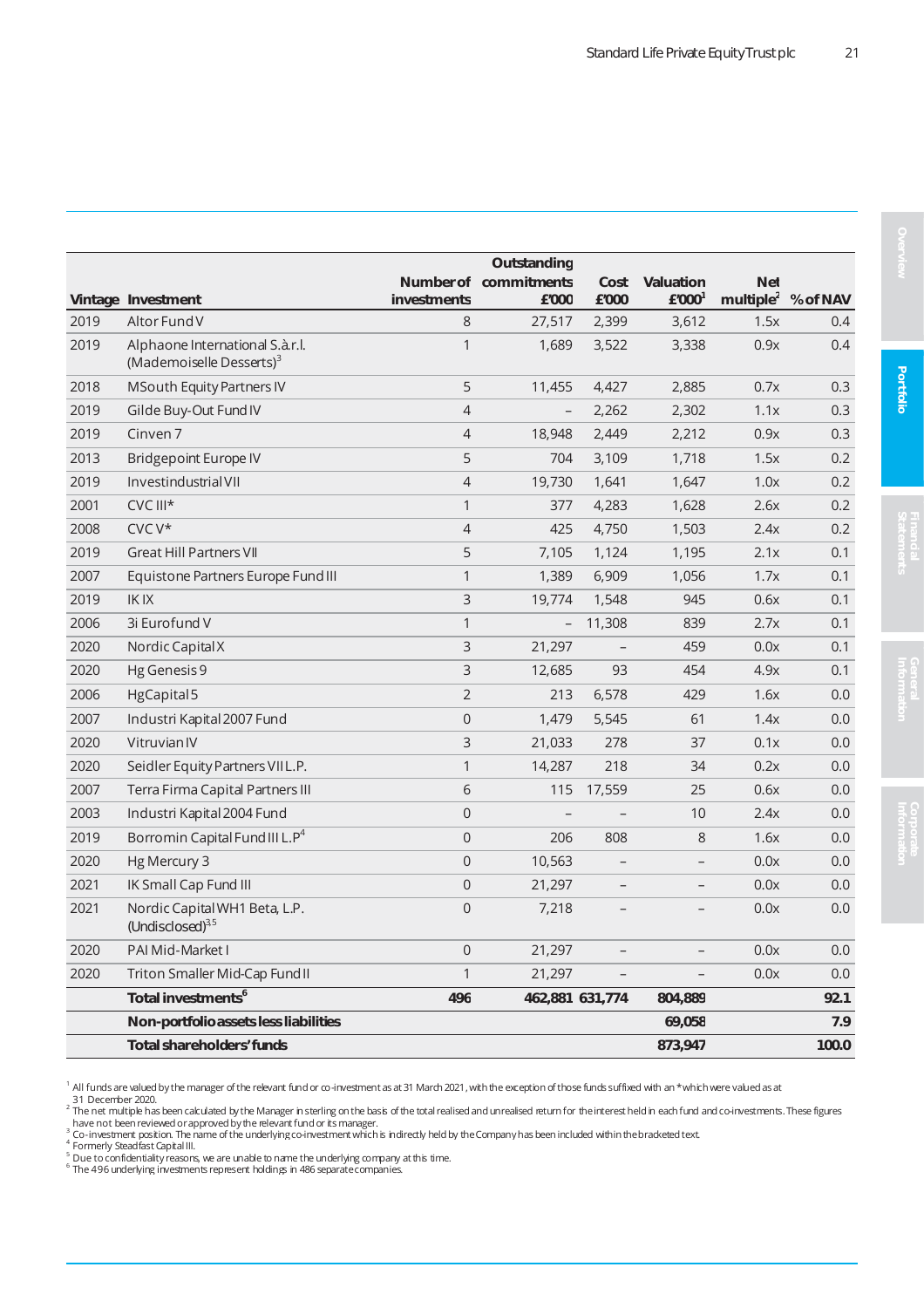| Vintage | Investment | Number of investments | Outstanding commitments £'000 | Cost £'000 | Valuation £'000[1] | Net multiple[2] | % of NAV |
|---|---|---|---|---|---|---|---|
| 2019 | Altor Fund V | 8 | 27,517 | 2,399 | 3,612 | 1.5x | 0.4 |
| 2019 | Alphaone International S.à.r.l. (Mademoiselle Desserts)[3] | 1 | 1,689 | 3,522 | 3,338 | 0.9x | 0.4 |
| 2018 | MSouth Equity Partners IV | 5 | 11,455 | 4,427 | 2,885 | 0.7x | 0.3 |
| 2019 | Gilde Buy-Out Fund IV | 4 | – | 2,262 | 2,302 | 1.1x | 0.3 |
| 2019 | Cinven 7 | 4 | 18,948 | 2,449 | 2,212 | 0.9x | 0.3 |
| 2013 | Bridgepoint Europe IV | 5 | 704 | 3,109 | 1,718 | 1.5x | 0.2 |
| 2019 | Investindustrial VII | 4 | 19,730 | 1,641 | 1,647 | 1.0x | 0.2 |
| 2001 | CVC III* | 1 | 377 | 4,283 | 1,628 | 2.6x | 0.2 |
| 2008 | CVC V* | 4 | 425 | 4,750 | 1,503 | 2.4x | 0.2 |
| 2019 | Great Hill Partners VII | 5 | 7,105 | 1,124 | 1,195 | 2.1x | 0.1 |
| 2007 | Equistone Partners Europe Fund III | 1 | 1,389 | 6,909 | 1,056 | 1.7x | 0.1 |
| 2019 | IK IX | 3 | 19,774 | 1,548 | 945 | 0.6x | 0.1 |
| 2006 | 3i Eurofund V | 1 | – | 11,308 | 839 | 2.7x | 0.1 |
| 2020 | Nordic Capital X | 3 | 21,297 | – | 459 | 0.0x | 0.1 |
| 2020 | Hg Genesis 9 | 3 | 12,685 | 93 | 454 | 4.9x | 0.1 |
| 2006 | HgCapital 5 | 2 | 213 | 6,578 | 429 | 1.6x | 0.0 |
| 2007 | Industri Kapital 2007 Fund | 0 | 1,479 | 5,545 | 61 | 1.4x | 0.0 |
| 2020 | Vitruvian IV | 3 | 21,033 | 278 | 37 | 0.1x | 0.0 |
| 2020 | Seidler Equity Partners VII L.P. | 1 | 14,287 | 218 | 34 | 0.2x | 0.0 |
| 2007 | Terra Firma Capital Partners III | 6 | 115 | 17,559 | 25 | 0.6x | 0.0 |
| 2003 | Industri Kapital 2004 Fund | 0 | – | – | 10 | 2.4x | 0.0 |
| 2019 | Borromin Capital Fund III L.P[4] | 0 | 206 | 808 | 8 | 1.6x | 0.0 |
| 2020 | Hg Mercury 3 | 0 | 10,563 | – | – | 0.0x | 0.0 |
| 2021 | IK Small Cap Fund III | 0 | 21,297 | – | – | 0.0x | 0.0 |
| 2021 | Nordic Capital WH1 Beta, L.P. (Undisclosed)[3,5] | 0 | 7,218 | – | – | 0.0x | 0.0 |
| 2020 | PAI Mid-Market I | 0 | 21,297 | – | – | 0.0x | 0.0 |
| 2020 | Triton Smaller Mid-Cap Fund II | 1 | 21,297 | – | – | 0.0x | 0.0 |
| | **Total investments[6]** | **496** | **462,881** | **631,774** | **804,889** | | **92.1** |
| | **Non-portfolio assets less liabilities** | | | | **69,058** | | **7.9** |
| | **Total shareholders' funds** | | | | **873,947** | | **100.0** |

[1] All funds are valued by the manager of the relevant fund or co-investment as at 31 March 2021, with the exception of those funds suffixed with an * which were valued as at 31 December 2020.
[2] The net multiple has been calculated by the Manager in sterling on the basis of the total realised and unrealised return for the interest held in each fund and co-investments. These figures have not been reviewed or approved by the relevant fund or its manager.
[3] Co-investment position. The name of the underlying co-investment which is indirectly held by the Company has been included within the bracketed text.
[4] Formerly Steadfast Capital III.
[5] Due to confidentiality reasons, we are unable to name the underlying company at this time.
[6] The 496 underlying investments represent holdings in 486 separate companies.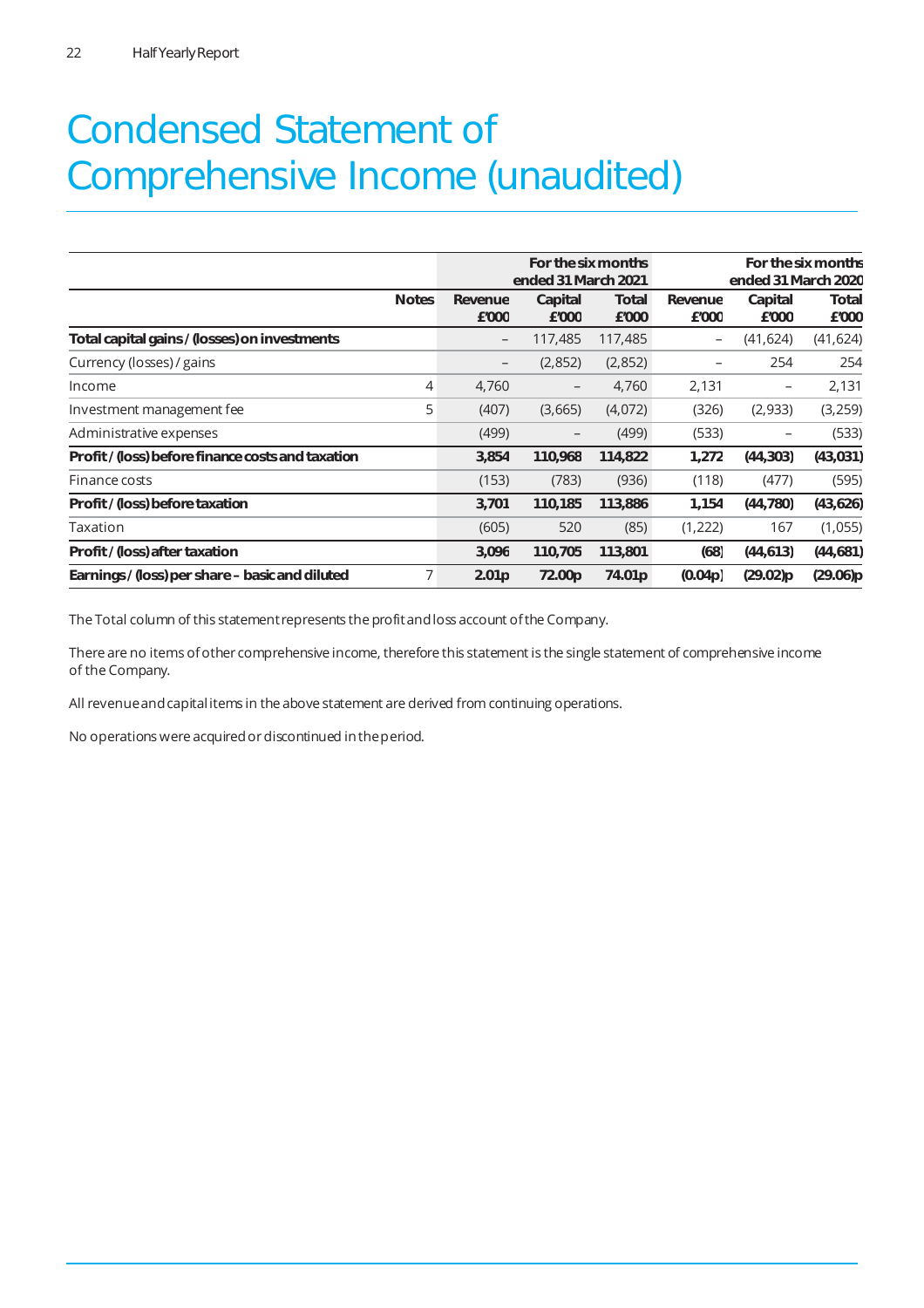# Condensed Statement of Comprehensive Income (unaudited)

| | Notes | For the six months ended 31 March 2021 | | | For the six months ended 31 March 2020 | | |
|---|---|---|---|---|---|---|---|
| | | Revenue £'000 | Capital £'000 | Total £'000 | Revenue £'000 | Capital £'000 | Total £'000 |
| **Total capital gains / (losses) on investments** | | – | 117,485 | 117,485 | – | (41,624) | (41,624) |
| Currency (losses) / gains | | – | (2,852) | (2,852) | – | 254 | 254 |
| Income | 4 | 4,760 | – | 4,760 | 2,131 | – | 2,131 |
| Investment management fee | 5 | (407) | (3,665) | (4,072) | (326) | (2,933) | (3,259) |
| Administrative expenses | | (499) | – | (499) | (533) | – | (533) |
| **Profit / (loss) before finance costs and taxation** | | **3,854** | **110,968** | **114,822** | **1,272** | **(44,303)** | **(43,031)** |
| Finance costs | | (153) | (783) | (936) | (118) | (477) | (595) |
| **Profit / (loss) before taxation** | | **3,701** | **110,185** | **113,886** | **1,154** | **(44,780)** | **(43,626)** |
| Taxation | | (605) | 520 | (85) | (1,222) | 167 | (1,055) |
| **Profit / (loss) after taxation** | | **3,096** | **110,705** | **113,801** | **(68)** | **(44,613)** | **(44,681)** |
| **Earnings / (loss) per share – basic and diluted** | 7 | **2.01p** | **72.00p** | **74.01p** | **(0.04p)** | **(29.02)p** | **(29.06)p** |

The Total column of this statement represents the profit and loss account of the Company.

There are no items of other comprehensive income, therefore this statement is the single statement of comprehensive income of the Company.

All revenue and capital items in the above statement are derived from continuing operations.

No operations were acquired or discontinued in the period.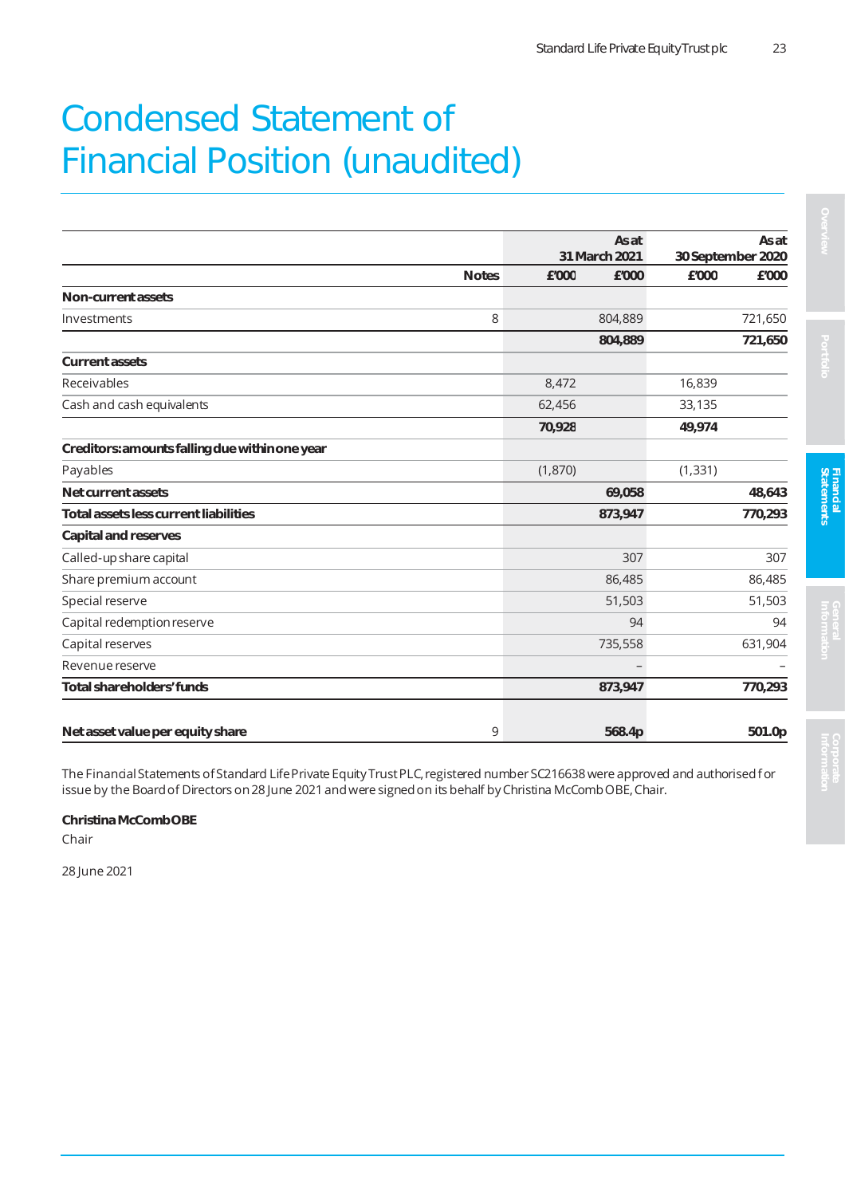# Condensed Statement of Financial Position (unaudited)

| | Notes | As at 31 March 2021 £'000 | £'000 | As at 30 September 2020 £'000 | £'000 |
|---|---|---|---|---|---|
| **Non-current assets** | | | | | |
| Investments | 8 | | 804,889 | | 721,650 |
| | | | **804,889** | | **721,650** |
| **Current assets** | | | | | |
| Receivables | | 8,472 | | 16,839 | |
| Cash and cash equivalents | | 62,456 | | 33,135 | |
| | | **70,928** | | **49,974** | |
| **Creditors: amounts falling due within one year** | | | | | |
| Payables | | (1,870) | | (1,331) | |
| **Net current assets** | | | **69,058** | | **48,643** |
| **Total assets less current liabilities** | | | **873,947** | | **770,293** |
| **Capital and reserves** | | | | | |
| Called-up share capital | | | 307 | | 307 |
| Share premium account | | | 86,485 | | 86,485 |
| Special reserve | | | 51,503 | | 51,503 |
| Capital redemption reserve | | | 94 | | 94 |
| Capital reserves | | | 735,558 | | 631,904 |
| Revenue reserve | | | – | | – |
| **Total shareholders' funds** | | | **873,947** | | **770,293** |
| **Net asset value per equity share** | 9 | | **568.4p** | | **501.0p** |

The Financial Statements of Standard Life Private Equity Trust PLC, registered number SC216638 were approved and authorised for issue by the Board of Directors on 28 June 2021 and were signed on its behalf by Christina McComb OBE, Chair.

**Christina McComb OBE**
Chair

28 June 2021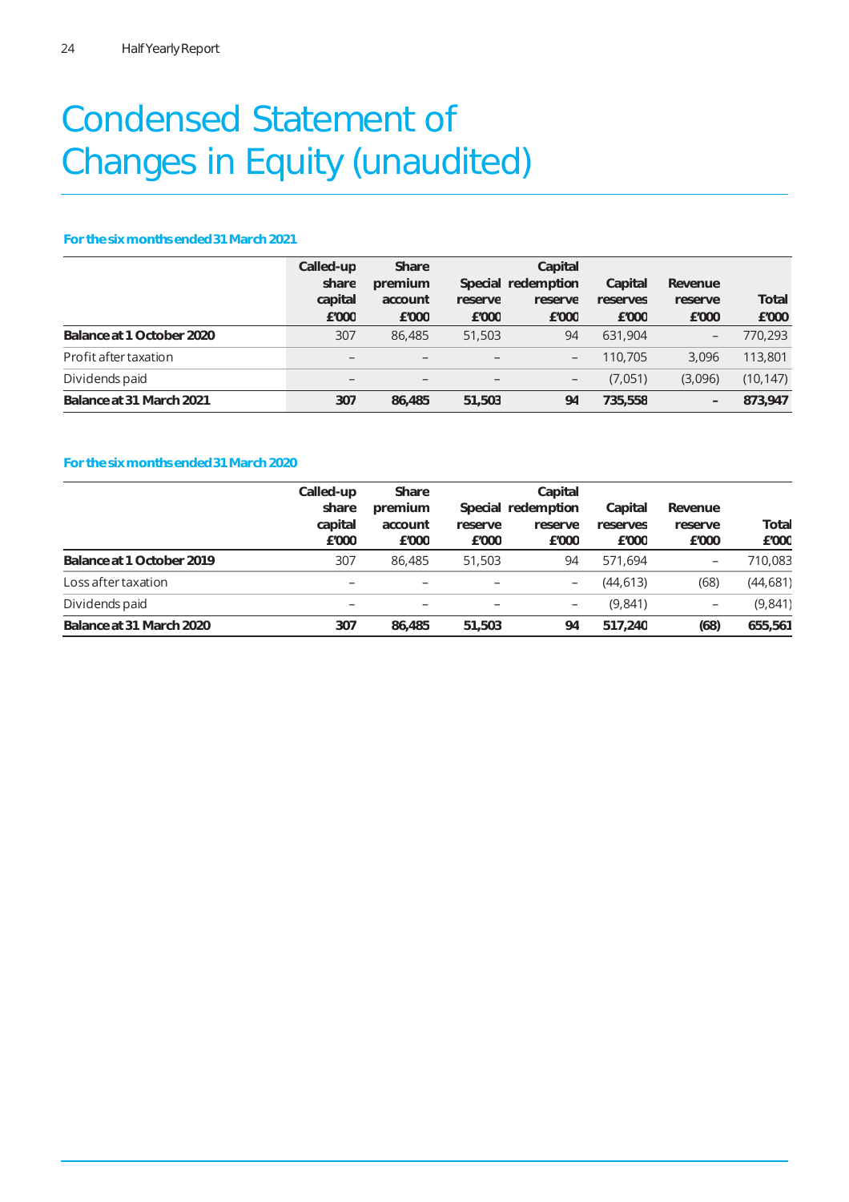# Condensed Statement of Changes in Equity (unaudited)

**For the six months ended 31 March 2021**

| | Called-up share capital £'000 | Share premium account £'000 | Special reserve £'000 | Capital redemption reserve £'000 | Capital reserves £'000 | Revenue reserve £'000 | Total £'000 |
|---|---|---|---|---|---|---|---|
| **Balance at 1 October 2020** | 307 | 86,485 | 51,503 | 94 | 631,904 | – | 770,293 |
| Profit after taxation | – | – | – | – | 110,705 | 3,096 | 113,801 |
| Dividends paid | – | – | – | – | (7,051) | (3,096) | (10,147) |
| **Balance at 31 March 2021** | **307** | **86,485** | **51,503** | **94** | **735,558** | **–** | **873,947** |

**For the six months ended 31 March 2020**

| | Called-up share capital £'000 | Share premium account £'000 | Special reserve £'000 | Capital redemption reserve £'000 | Capital reserves £'000 | Revenue reserve £'000 | Total £'000 |
|---|---|---|---|---|---|---|---|
| **Balance at 1 October 2019** | 307 | 86,485 | 51,503 | 94 | 571,694 | – | 710,083 |
| Loss after taxation | – | – | – | – | (44,613) | (68) | (44,681) |
| Dividends paid | – | – | – | – | (9,841) | – | (9,841) |
| **Balance at 31 March 2020** | **307** | **86,485** | **51,503** | **94** | **517,240** | **(68)** | **655,561** |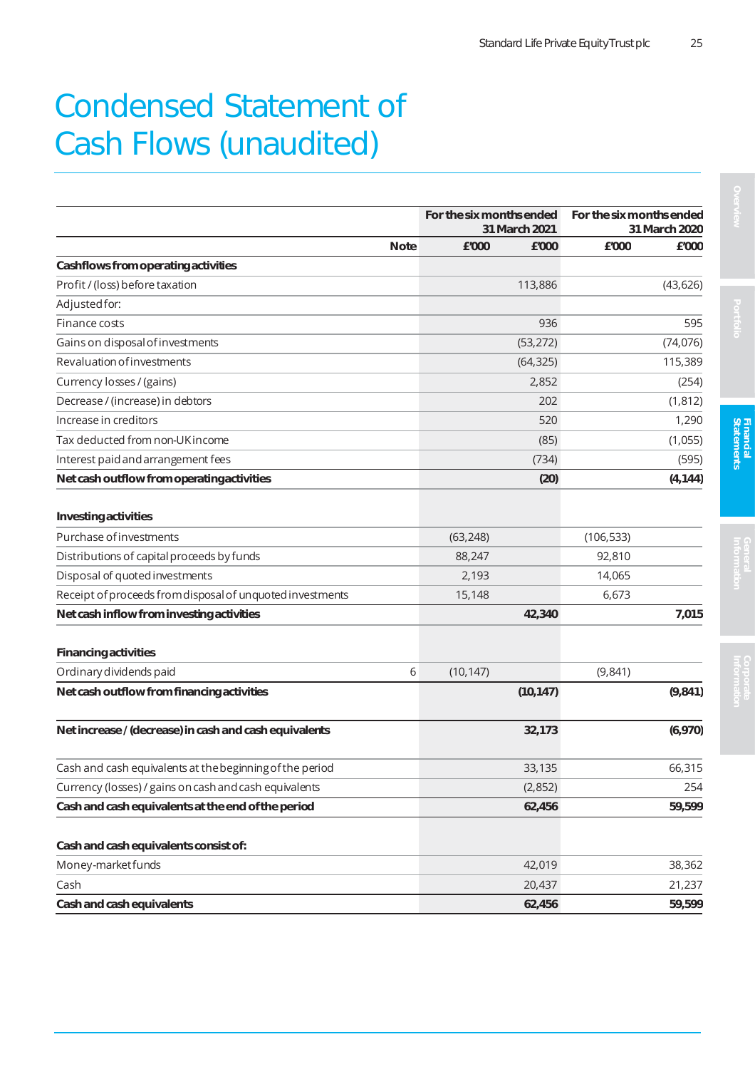# Condensed Statement of Cash Flows (unaudited)

| | Note | For the six months ended 31 March 2021 | | For the six months ended 31 March 2020 | |
|---|---|---|---|---|---|
| | | £'000 | £'000 | £'000 | £'000 |
| **Cashflows from operating activities** | | | | | |
| Profit / (loss) before taxation | | | 113,886 | | (43,626) |
| Adjusted for: | | | | | |
| Finance costs | | | 936 | | 595 |
| Gains on disposal of investments | | | (53,272) | | (74,076) |
| Revaluation of investments | | | (64,325) | | 115,389 |
| Currency losses / (gains) | | | 2,852 | | (254) |
| Decrease / (increase) in debtors | | | 202 | | (1,812) |
| Increase in creditors | | | 520 | | 1,290 |
| Tax deducted from non-UK income | | | (85) | | (1,055) |
| Interest paid and arrangement fees | | | (734) | | (595) |
| **Net cash outflow from operating activities** | | | **(20)** | | **(4,144)** |
| **Investing activities** | | | | | |
| Purchase of investments | | (63,248) | | (106,533) | |
| Distributions of capital proceeds by funds | | 88,247 | | 92,810 | |
| Disposal of quoted investments | | 2,193 | | 14,065 | |
| Receipt of proceeds from disposal of unquoted investments | | 15,148 | | 6,673 | |
| **Net cash inflow from investing activities** | | | **42,340** | | **7,015** |
| **Financing activities** | | | | | |
| Ordinary dividends paid | 6 | (10,147) | | (9,841) | |
| **Net cash outflow from financing activities** | | | **(10,147)** | | **(9,841)** |
| **Net increase / (decrease) in cash and cash equivalents** | | | **32,173** | | **(6,970)** |
| Cash and cash equivalents at the beginning of the period | | | 33,135 | | 66,315 |
| Currency (losses) / gains on cash and cash equivalents | | | (2,852) | | 254 |
| **Cash and cash equivalents at the end of the period** | | | **62,456** | | **59,599** |
| **Cash and cash equivalents consist of:** | | | | | |
| Money-market funds | | | 42,019 | | 38,362 |
| Cash | | | 20,437 | | 21,237 |
| **Cash and cash equivalents** | | | **62,456** | | **59,599** |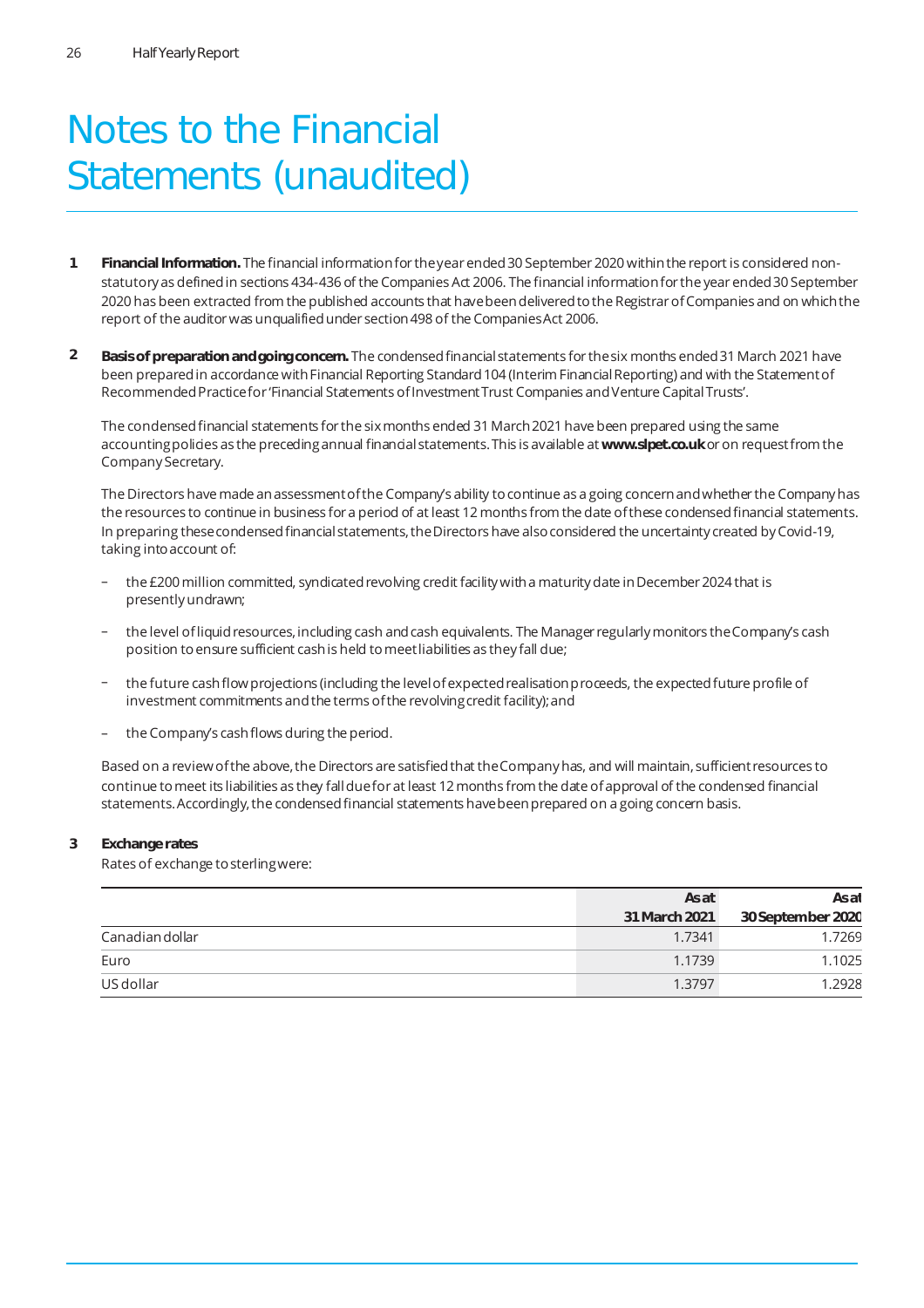# Notes to the Financial Statements (unaudited)

**1 Financial Information.** The financial information for the year ended 30 September 2020 within the report is considered non-statutory as defined in sections 434-436 of the Companies Act 2006. The financial information for the year ended 30 September 2020 has been extracted from the published accounts that have been delivered to the Registrar of Companies and on which the report of the auditor was unqualified under section 498 of the Companies Act 2006.

**2 Basis of preparation and going concern.** The condensed financial statements for the six months ended 31 March 2021 have been prepared in accordance with Financial Reporting Standard 104 (Interim Financial Reporting) and with the Statement of Recommended Practice for 'Financial Statements of Investment Trust Companies and Venture Capital Trusts'.

The condensed financial statements for the six months ended 31 March 2021 have been prepared using the same accounting policies as the preceding annual financial statements. This is available at **www.slpet.co.uk** or on request from the Company Secretary.

The Directors have made an assessment of the Company's ability to continue as a going concern and whether the Company has the resources to continue in business for a period of at least 12 months from the date of these condensed financial statements. In preparing these condensed financial statements, the Directors have also considered the uncertainty created by Covid-19, taking into account of:

- the £200 million committed, syndicated revolving credit facility with a maturity date in December 2024 that is presently undrawn;
- the level of liquid resources, including cash and cash equivalents. The Manager regularly monitors the Company's cash position to ensure sufficient cash is held to meet liabilities as they fall due;
- the future cash flow projections (including the level of expected realisation proceeds, the expected future profile of investment commitments and the terms of the revolving credit facility); and
- the Company's cash flows during the period.

Based on a review of the above, the Directors are satisfied that the Company has, and will maintain, sufficient resources to continue to meet its liabilities as they fall due for at least 12 months from the date of approval of the condensed financial statements. Accordingly, the condensed financial statements have been prepared on a going concern basis.

**3 Exchange rates**

Rates of exchange to sterling were:

| | As at 31 March 2021 | As at 30 September 2020 |
|---|---|---|
| Canadian dollar | 1.7341 | 1.7269 |
| Euro | 1.1739 | 1.1025 |
| US dollar | 1.3797 | 1.2928 |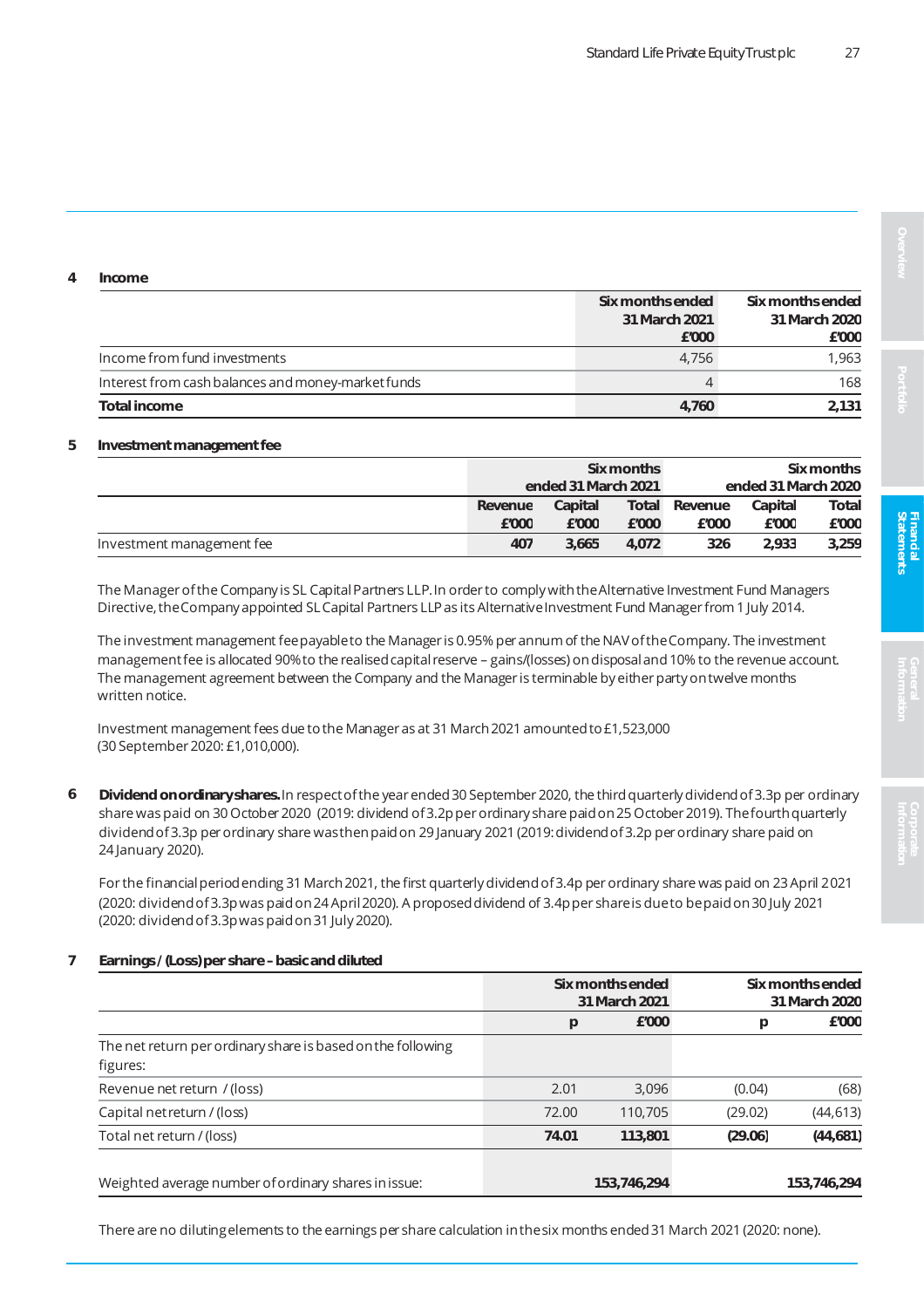## 4 Income

| | Six months ended 31 March 2021 £'000 | Six months ended 31 March 2020 £'000 |
|---|---|---|
| Income from fund investments | 4,756 | 1,963 |
| Interest from cash balances and money-market funds | 4 | 168 |
| **Total income** | **4,760** | **2,131** |

## 5 Investment management fee

| | Six months ended 31 March 2021 | | | Six months ended 31 March 2020 | | |
|---|---|---|---|---|---|---|
| | Revenue £'000 | Capital £'000 | Total £'000 | Revenue £'000 | Capital £'000 | Total £'000 |
| Investment management fee | 407 | 3,665 | 4,072 | 326 | 2,933 | 3,259 |

The Manager of the Company is SL Capital Partners LLP. In order to comply with the Alternative Investment Fund Managers Directive, the Company appointed SL Capital Partners LLP as its Alternative Investment Fund Manager from 1 July 2014.

The investment management fee payable to the Manager is 0.95% per annum of the NAV of the Company. The investment management fee is allocated 90% to the realised capital reserve – gains/(losses) on disposal and 10% to the revenue account. The management agreement between the Company and the Manager is terminable by either party on twelve months written notice.

Investment management fees due to the Manager as at 31 March 2021 amounted to £1,523,000 (30 September 2020: £1,010,000).

## 6 Dividend on ordinary shares.

In respect of the year ended 30 September 2020, the third quarterly dividend of 3.3p per ordinary share was paid on 30 October 2020 (2019: dividend of 3.2p per ordinary share paid on 25 October 2019). The fourth quarterly dividend of 3.3p per ordinary share was then paid on 29 January 2021 (2019: dividend of 3.2p per ordinary share paid on 24 January 2020).

For the financial period ending 31 March 2021, the first quarterly dividend of 3.4p per ordinary share was paid on 23 April 2021 (2020: dividend of 3.3p was paid on 24 April 2020). A proposed dividend of 3.4p per share is due to be paid on 30 July 2021 (2020: dividend of 3.3p was paid on 31 July 2020).

## 7 Earnings / (Loss) per share – basic and diluted

| | Six months ended 31 March 2021 | | Six months ended 31 March 2020 | |
|---|---|---|---|---|
| | p | £'000 | p | £'000 |
| The net return per ordinary share is based on the following figures: | | | | |
| Revenue net return / (loss) | 2.01 | 3,096 | (0.04) | (68) |
| Capital net return / (loss) | 72.00 | 110,705 | (29.02) | (44,613) |
| Total net return / (loss) | **74.01** | **113,801** | **(29.06)** | **(44,681)** |
| | | | | |
| Weighted average number of ordinary shares in issue: | | **153,746,294** | | **153,746,294** |

There are no diluting elements to the earnings per share calculation in the six months ended 31 March 2021 (2020: none).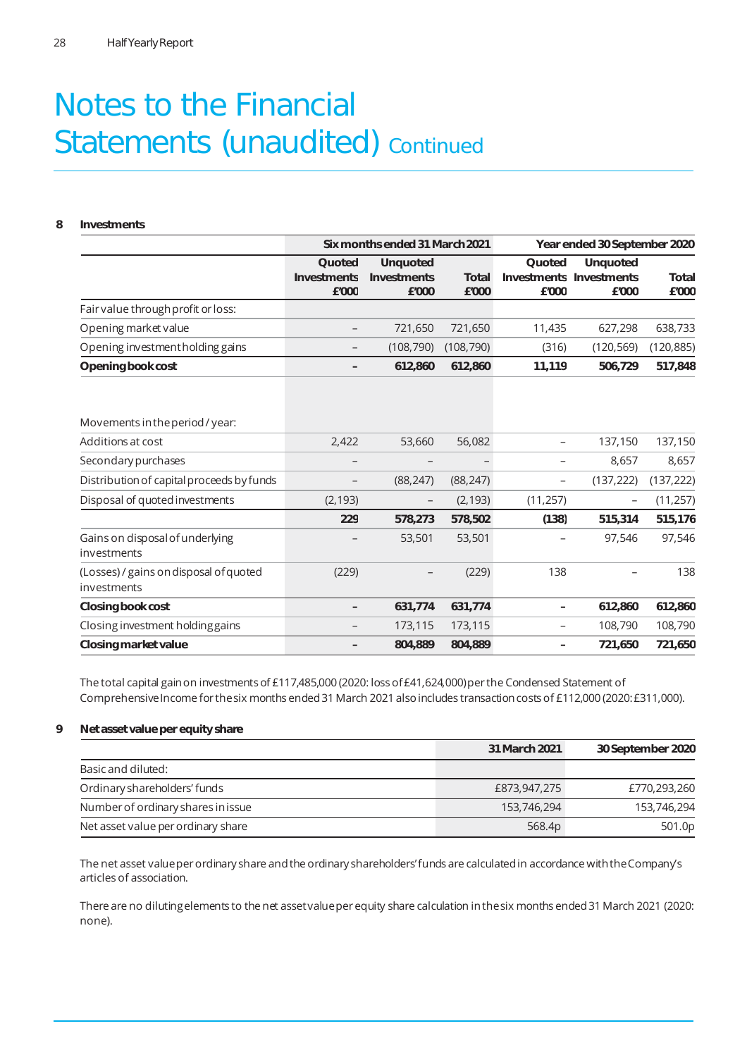# Notes to the Financial Statements (unaudited) Continued

## 8 Investments

| | Six months ended 31 March 2021 | | | Year ended 30 September 2020 | | |
|---|---|---|---|---|---|---|
| | Quoted Investments £'000 | Unquoted Investments £'000 | Total £'000 | Quoted Investments £'000 | Unquoted Investments £'000 | Total £'000 |
| Fair value through profit or loss: | | | | | | |
| Opening market value | – | 721,650 | 721,650 | 11,435 | 627,298 | 638,733 |
| Opening investment holding gains | – | (108,790) | (108,790) | (316) | (120,569) | (120,885) |
| **Opening book cost** | **–** | **612,860** | **612,860** | **11,119** | **506,729** | **517,848** |
| Movements in the period / year: | | | | | | |
| Additions at cost | 2,422 | 53,660 | 56,082 | – | 137,150 | 137,150 |
| Secondary purchases | – | – | – | – | 8,657 | 8,657 |
| Distribution of capital proceeds by funds | – | (88,247) | (88,247) | – | (137,222) | (137,222) |
| Disposal of quoted investments | (2,193) | – | (2,193) | (11,257) | – | (11,257) |
| | **229** | **578,273** | **578,502** | **(138)** | **515,314** | **515,176** |
| Gains on disposal of underlying investments | – | 53,501 | 53,501 | – | 97,546 | 97,546 |
| (Losses) / gains on disposal of quoted investments | (229) | – | (229) | 138 | – | 138 |
| **Closing book cost** | **–** | **631,774** | **631,774** | **–** | **612,860** | **612,860** |
| Closing investment holding gains | – | 173,115 | 173,115 | – | 108,790 | 108,790 |
| **Closing market value** | **–** | **804,889** | **804,889** | **–** | **721,650** | **721,650** |

The total capital gain on investments of £117,485,000 (2020: loss of £41,624,000) per the Condensed Statement of Comprehensive Income for the six months ended 31 March 2021 also includes transaction costs of £112,000 (2020: £311,000).

## 9 Net asset value per equity share

| | 31 March 2021 | 30 September 2020 |
|---|---|---|
| Basic and diluted: | | |
| Ordinary shareholders' funds | £873,947,275 | £770,293,260 |
| Number of ordinary shares in issue | 153,746,294 | 153,746,294 |
| Net asset value per ordinary share | 568.4p | 501.0p |

The net asset value per ordinary share and the ordinary shareholders' funds are calculated in accordance with the Company's articles of association.

There are no diluting elements to the net asset value per equity share calculation in the six months ended 31 March 2021 (2020: none).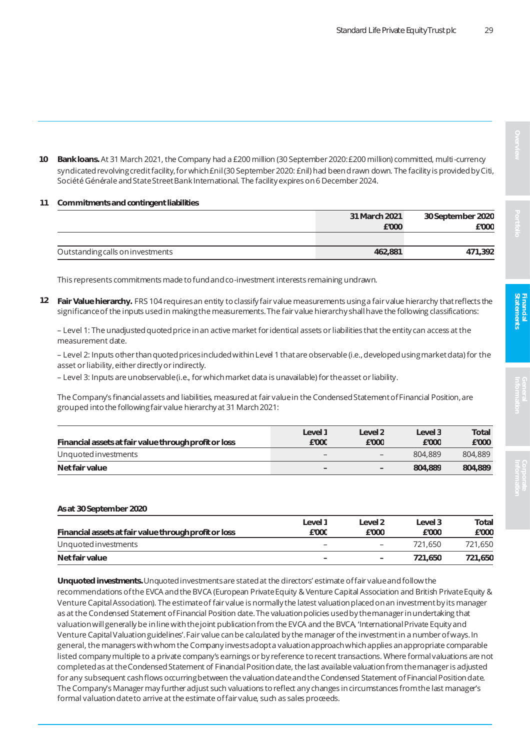**10 Bank loans.** At 31 March 2021, the Company had a £200 million (30 September 2020: £200 million) committed, multi-currency syndicated revolving credit facility, for which £nil (30 September 2020: £nil) had been drawn down. The facility is provided by Citi, Société Générale and State Street Bank International. The facility expires on 6 December 2024.

**11 Commitments and contingent liabilities**

| | 31 March 2021 £'000 | 30 September 2020 £'000 |
|---|---|---|
| Outstanding calls on investments | **462,881** | **471,392** |

This represents commitments made to fund and co-investment interests remaining undrawn.

**12 Fair Value hierarchy.** FRS 104 requires an entity to classify fair value measurements using a fair value hierarchy that reflects the significance of the inputs used in making the measurements. The fair value hierarchy shall have the following classifications:

– Level 1: The unadjusted quoted price in an active market for identical assets or liabilities that the entity can access at the measurement date.

– Level 2: Inputs other than quoted prices included within Level 1 that are observable (i.e., developed using market data) for the asset or liability, either directly or indirectly.

– Level 3: Inputs are unobservable (i.e., for which market data is unavailable) for the asset or liability.

The Company's financial assets and liabilities, measured at fair value in the Condensed Statement of Financial Position, are grouped into the following fair value hierarchy at 31 March 2021:

| Financial assets at fair value through profit or loss | Level 1 £'000 | Level 2 £'000 | Level 3 £'000 | Total £'000 |
|---|---|---|---|---|
| Unquoted investments | – | – | 804,889 | 804,889 |
| **Net fair value** | **–** | **–** | **804,889** | **804,889** |

**As at 30 September 2020**

| Financial assets at fair value through profit or loss | Level 1 £'000 | Level 2 £'000 | Level 3 £'000 | Total £'000 |
|---|---|---|---|---|
| Unquoted investments | – | – | 721,650 | 721,650 |
| **Net fair value** | **–** | **–** | **721,650** | **721,650** |

**Unquoted investments.** Unquoted investments are stated at the directors' estimate of fair value and follow the recommendations of the EVCA and the BVCA (European Private Equity & Venture Capital Association and British Private Equity & Venture Capital Association). The estimate of fair value is normally the latest valuation placed on an investment by its manager as at the Condensed Statement of Financial Position date. The valuation policies used by the manager in undertaking that valuation will generally be in line with the joint publication from the EVCA and the BVCA, 'International Private Equity and Venture Capital Valuation guidelines'. Fair value can be calculated by the manager of the investment in a number of ways. In general, the managers with whom the Company invests adopt a valuation approach which applies an appropriate comparable listed company multiple to a private company's earnings or by reference to recent transactions. Where formal valuations are not completed as at the Condensed Statement of Financial Position date, the last available valuation from the manager is adjusted for any subsequent cash flows occurring between the valuation date and the Condensed Statement of Financial Position date. The Company's Manager may further adjust such valuations to reflect any changes in circumstances from the last manager's formal valuation date to arrive at the estimate of fair value, such as sales proceeds.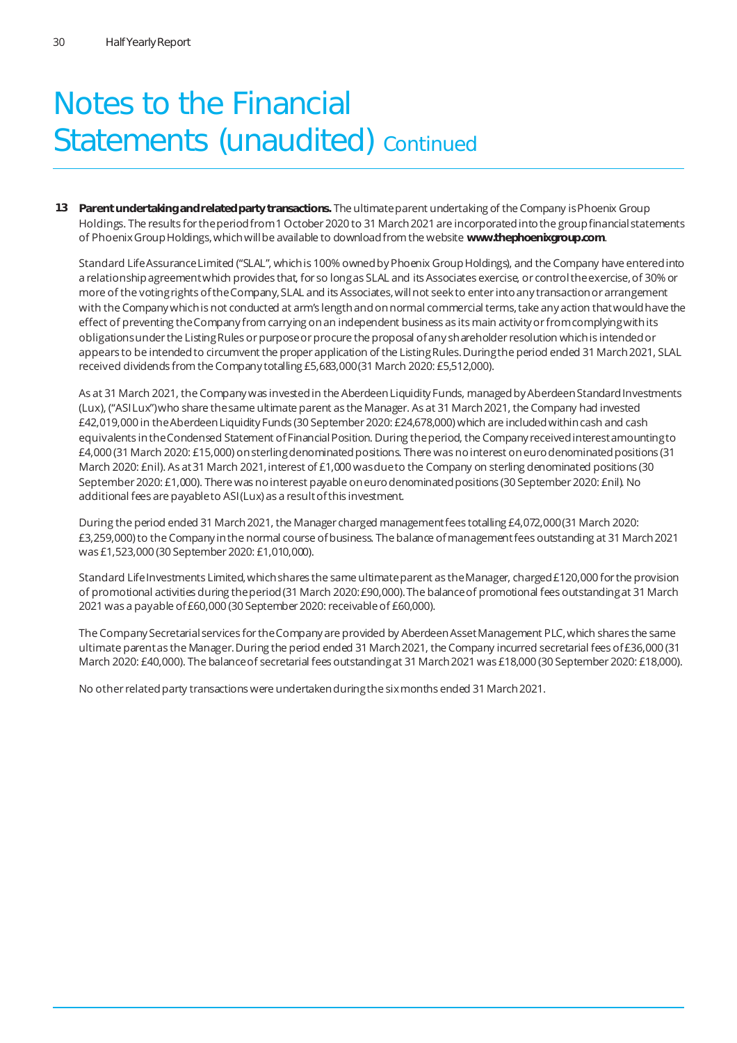# Notes to the Financial Statements (unaudited) Continued

**13 Parent undertaking and related party transactions.** The ultimate parent undertaking of the Company is Phoenix Group Holdings. The results for the period from 1 October 2020 to 31 March 2021 are incorporated into the group financial statements of Phoenix Group Holdings, which will be available to download from the website **www.thephoenixgroup.com**.

Standard Life Assurance Limited ("SLAL", which is 100% owned by Phoenix Group Holdings), and the Company have entered into a relationship agreement which provides that, for so long as SLAL and its Associates exercise, or control the exercise, of 30% or more of the voting rights of the Company, SLAL and its Associates, will not seek to enter into any transaction or arrangement with the Company which is not conducted at arm's length and on normal commercial terms, take any action that would have the effect of preventing the Company from carrying on an independent business as its main activity or from complying with its obligations under the Listing Rules or purpose or procure the proposal of any shareholder resolution which is intended or appears to be intended to circumvent the proper application of the Listing Rules. During the period ended 31 March 2021, SLAL received dividends from the Company totalling £5,683,000 (31 March 2020: £5,512,000).

As at 31 March 2021, the Company was invested in the Aberdeen Liquidity Funds, managed by Aberdeen Standard Investments (Lux), ("ASI Lux") who share the same ultimate parent as the Manager. As at 31 March 2021, the Company had invested £42,019,000 in the Aberdeen Liquidity Funds (30 September 2020: £24,678,000) which are included within cash and cash equivalents in the Condensed Statement of Financial Position. During the period, the Company received interest amounting to £4,000 (31 March 2020: £15,000) on sterling denominated positions. There was no interest on euro denominated positions (31 March 2020: £nil). As at 31 March 2021, interest of £1,000 was due to the Company on sterling denominated positions (30 September 2020: £1,000). There was no interest payable on euro denominated positions (30 September 2020: £nil). No additional fees are payable to ASI (Lux) as a result of this investment.

During the period ended 31 March 2021, the Manager charged management fees totalling £4,072,000 (31 March 2020: £3,259,000) to the Company in the normal course of business. The balance of management fees outstanding at 31 March 2021 was £1,523,000 (30 September 2020: £1,010,000).

Standard Life Investments Limited, which shares the same ultimate parent as the Manager, charged £120,000 for the provision of promotional activities during the period (31 March 2020: £90,000). The balance of promotional fees outstanding at 31 March 2021 was a payable of £60,000 (30 September 2020: receivable of £60,000).

The Company Secretarial services for the Company are provided by Aberdeen Asset Management PLC, which shares the same ultimate parent as the Manager. During the period ended 31 March 2021, the Company incurred secretarial fees of £36,000 (31 March 2020: £40,000). The balance of secretarial fees outstanding at 31 March 2021 was £18,000 (30 September 2020: £18,000).

No other related party transactions were undertaken during the six months ended 31 March 2021.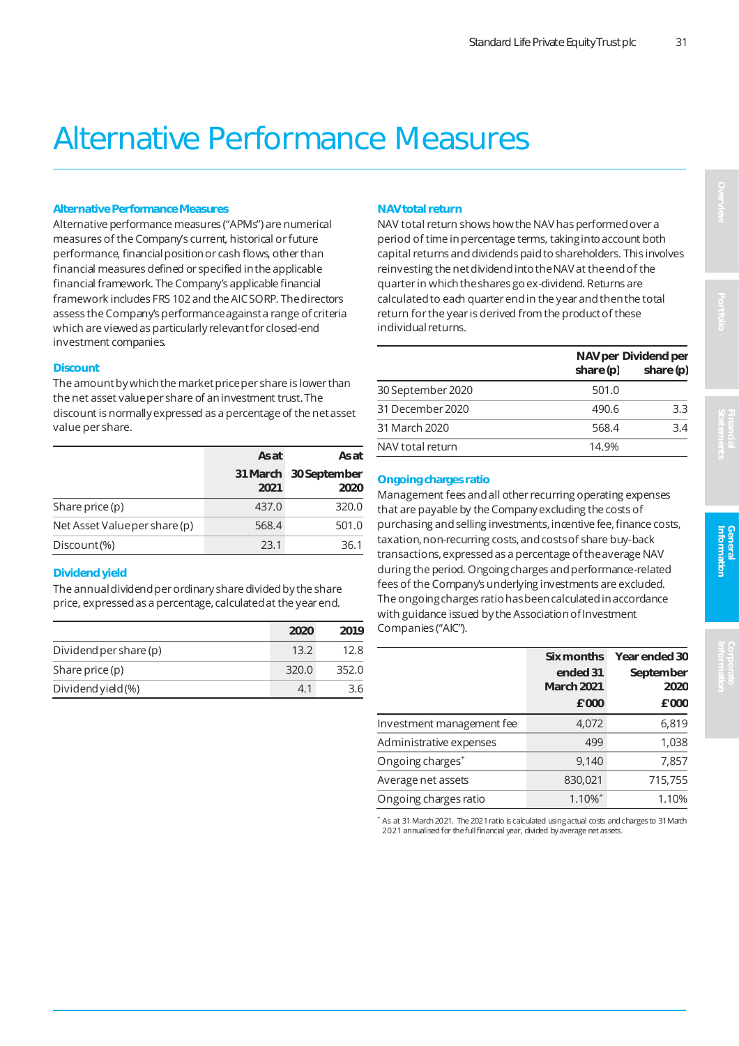# Alternative Performance Measures

### Alternative Performance Measures

Alternative performance measures ("APMs") are numerical measures of the Company's current, historical or future performance, financial position or cash flows, other than financial measures defined or specified in the applicable financial framework. The Company's applicable financial framework includes FRS 102 and the AIC SORP. The directors assess the Company's performance against a range of criteria which are viewed as particularly relevant for closed-end investment companies.

### Discount

The amount by which the market price per share is lower than the net asset value per share of an investment trust. The discount is normally expressed as a percentage of the net asset value per share.

| | As at 31 March 2021 | As at 30 September 2020 |
|---|---|---|
| Share price (p) | 437.0 | 320.0 |
| Net Asset Value per share (p) | 568.4 | 501.0 |
| Discount (%) | 23.1 | 36.1 |

### Dividend yield

The annual dividend per ordinary share divided by the share price, expressed as a percentage, calculated at the year end.

| | 2020 | 2019 |
|---|---|---|
| Dividend per share (p) | 13.2 | 12.8 |
| Share price (p) | 320.0 | 352.0 |
| Dividend yield (%) | 4.1 | 3.6 |

### NAV total return

NAV total return shows how the NAV has performed over a period of time in percentage terms, taking into account both capital returns and dividends paid to shareholders. This involves reinvesting the net dividend into the NAV at the end of the quarter in which the shares go ex-dividend. Returns are calculated to each quarter end in the year and then the total return for the year is derived from the product of these individual returns.

| | NAV per share (p) | Dividend per share (p) |
|---|---|---|
| 30 September 2020 | 501.0 | |
| 31 December 2020 | 490.6 | 3.3 |
| 31 March 2020 | 568.4 | 3.4 |
| NAV total return | 14.9% | |

### Ongoing charges ratio

Management fees and all other recurring operating expenses that are payable by the Company excluding the costs of purchasing and selling investments, incentive fee, finance costs, taxation, non-recurring costs, and costs of share buy-back transactions, expressed as a percentage of the average NAV during the period. Ongoing charges and performance-related fees of the Company's underlying investments are excluded. The ongoing charges ratio has been calculated in accordance with guidance issued by the Association of Investment Companies ("AIC").

| | Six months ended 31 March 2021 £'000 | Year ended 30 September 2020 £'000 |
|---|---|---|
| Investment management fee | 4,072 | 6,819 |
| Administrative expenses | 499 | 1,038 |
| Ongoing charges+ | 9,140 | 7,857 |
| Average net assets | 830,021 | 715,755 |
| Ongoing charges ratio | 1.10%+ | 1.10% |

+ As at 31 March 2021. The 2021 ratio is calculated using actual costs and charges to 31 March 2021 annualised for the full financial year, divided by average net assets.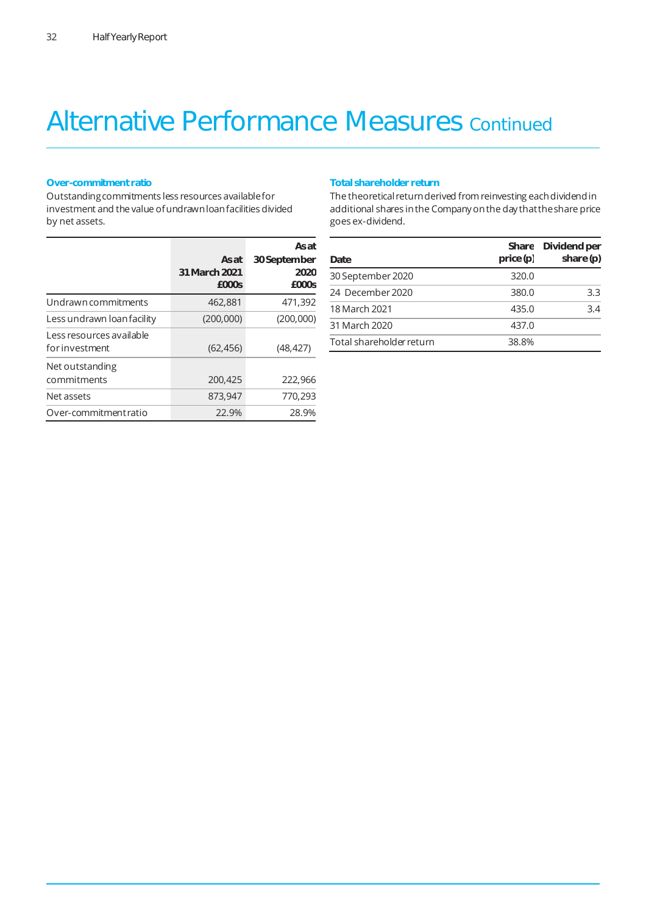# Alternative Performance Measures Continued

### Over-commitment ratio

Outstanding commitments less resources available for investment and the value of undrawn loan facilities divided by net assets.

| | As at 31 March 2021 £000s | As at 30 September 2020 £000s |
|---|---|---|
| Undrawn commitments | 462,881 | 471,392 |
| Less undrawn loan facility | (200,000) | (200,000) |
| Less resources available for investment | (62,456) | (48,427) |
| Net outstanding commitments | 200,425 | 222,966 |
| Net assets | 873,947 | 770,293 |
| Over-commitment ratio | 22.9% | 28.9% |

### Total shareholder return

The theoretical return derived from reinvesting each dividend in additional shares in the Company on the day that the share price goes ex-dividend.

| Date | Share price (p) | Dividend per share (p) |
|---|---|---|
| 30 September 2020 | 320.0 | |
| 24 December 2020 | 380.0 | 3.3 |
| 18 March 2021 | 435.0 | 3.4 |
| 31 March 2020 | 437.0 | |
| Total shareholder return | 38.8% | |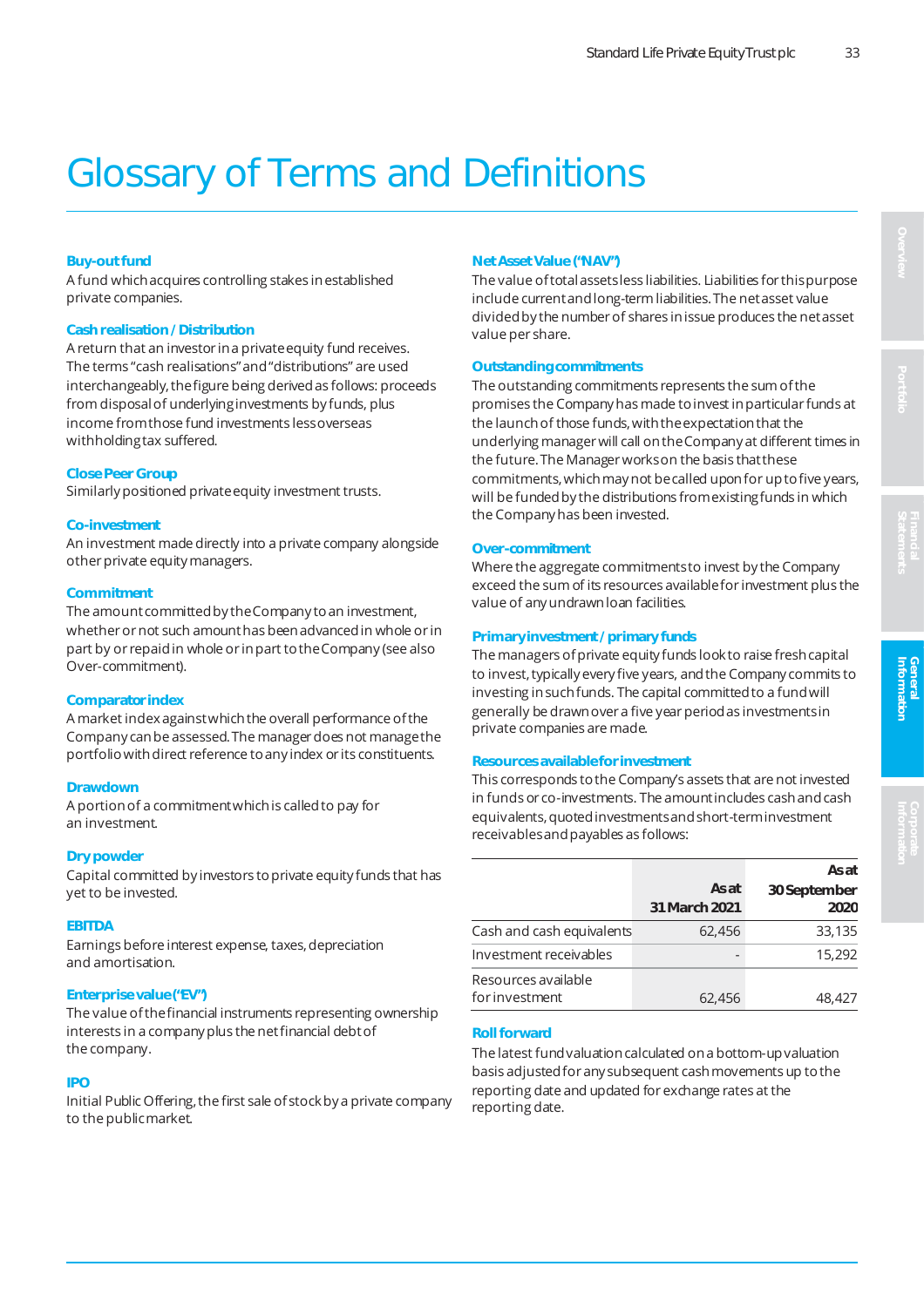# Glossary of Terms and Definitions

**Buy-out fund**
A fund which acquires controlling stakes in established private companies.

**Cash realisation / Distribution**
A return that an investor in a private equity fund receives. The terms "cash realisations" and "distributions" are used interchangeably, the figure being derived as follows: proceeds from disposal of underlying investments by funds, plus income from those fund investments less overseas withholding tax suffered.

**Close Peer Group**
Similarly positioned private equity investment trusts.

**Co-investment**
An investment made directly into a private company alongside other private equity managers.

**Commitment**
The amount committed by the Company to an investment, whether or not such amount has been advanced in whole or in part by or repaid in whole or in part to the Company (see also Over-commitment).

**Comparator index**
A market index against which the overall performance of the Company can be assessed. The manager does not manage the portfolio with direct reference to any index or its constituents.

**Drawdown**
A portion of a commitment which is called to pay for an investment.

**Dry powder**
Capital committed by investors to private equity funds that has yet to be invested.

**EBITDA**
Earnings before interest expense, taxes, depreciation and amortisation.

**Enterprise value ("EV")**
The value of the financial instruments representing ownership interests in a company plus the net financial debt of the company.

**IPO**
Initial Public Offering, the first sale of stock by a private company to the public market.

**Net Asset Value ("NAV")**
The value of total assets less liabilities. Liabilities for this purpose include current and long-term liabilities. The net asset value divided by the number of shares in issue produces the net asset value per share.

**Outstanding commitments**
The outstanding commitments represents the sum of the promises the Company has made to invest in particular funds at the launch of those funds, with the expectation that the underlying manager will call on the Company at different times in the future. The Manager works on the basis that these commitments, which may not be called upon for up to five years, will be funded by the distributions from existing funds in which the Company has been invested.

**Over-commitment**
Where the aggregate commitments to invest by the Company exceed the sum of its resources available for investment plus the value of any undrawn loan facilities.

**Primary investment / primary funds**
The managers of private equity funds look to raise fresh capital to invest, typically every five years, and the Company commits to investing in such funds. The capital committed to a fund will generally be drawn over a five year period as investments in private companies are made.

**Resources available for investment**
This corresponds to the Company's assets that are not invested in funds or co-investments. The amount includes cash and cash equivalents, quoted investments and short-term investment receivables and payables as follows:

| | As at 31 March 2021 | As at 30 September 2020 |
|---|---|---|
| Cash and cash equivalents | 62,456 | 33,135 |
| Investment receivables | - | 15,292 |
| Resources available for investment | 62,456 | 48,427 |

**Roll forward**
The latest fund valuation calculated on a bottom-up valuation basis adjusted for any subsequent cash movements up to the reporting date and updated for exchange rates at the reporting date.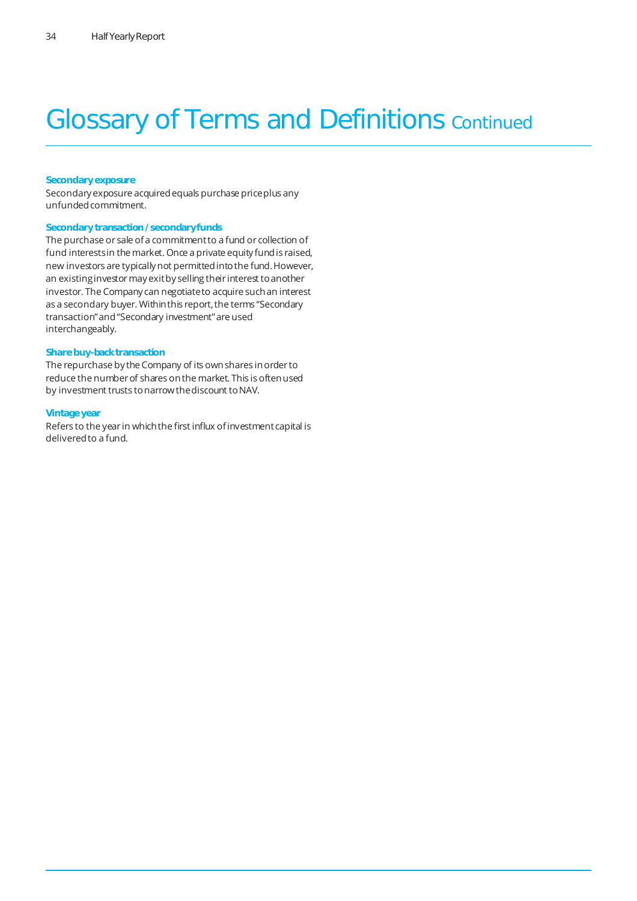# Glossary of Terms and Definitions Continued

**Secondary exposure**

Secondary exposure acquired equals purchase price plus any unfunded commitment.

**Secondary transaction / secondary funds**

The purchase or sale of a commitment to a fund or collection of fund interests in the market. Once a private equity fund is raised, new investors are typically not permitted into the fund. However, an existing investor may exit by selling their interest to another investor. The Company can negotiate to acquire such an interest as a secondary buyer. Within this report, the terms "Secondary transaction" and "Secondary investment" are used interchangeably.

**Share buy-back transaction**

The repurchase by the Company of its own shares in order to reduce the number of shares on the market. This is often used by investment trusts to narrow the discount to NAV.

**Vintage year**

Refers to the year in which the first influx of investment capital is delivered to a fund.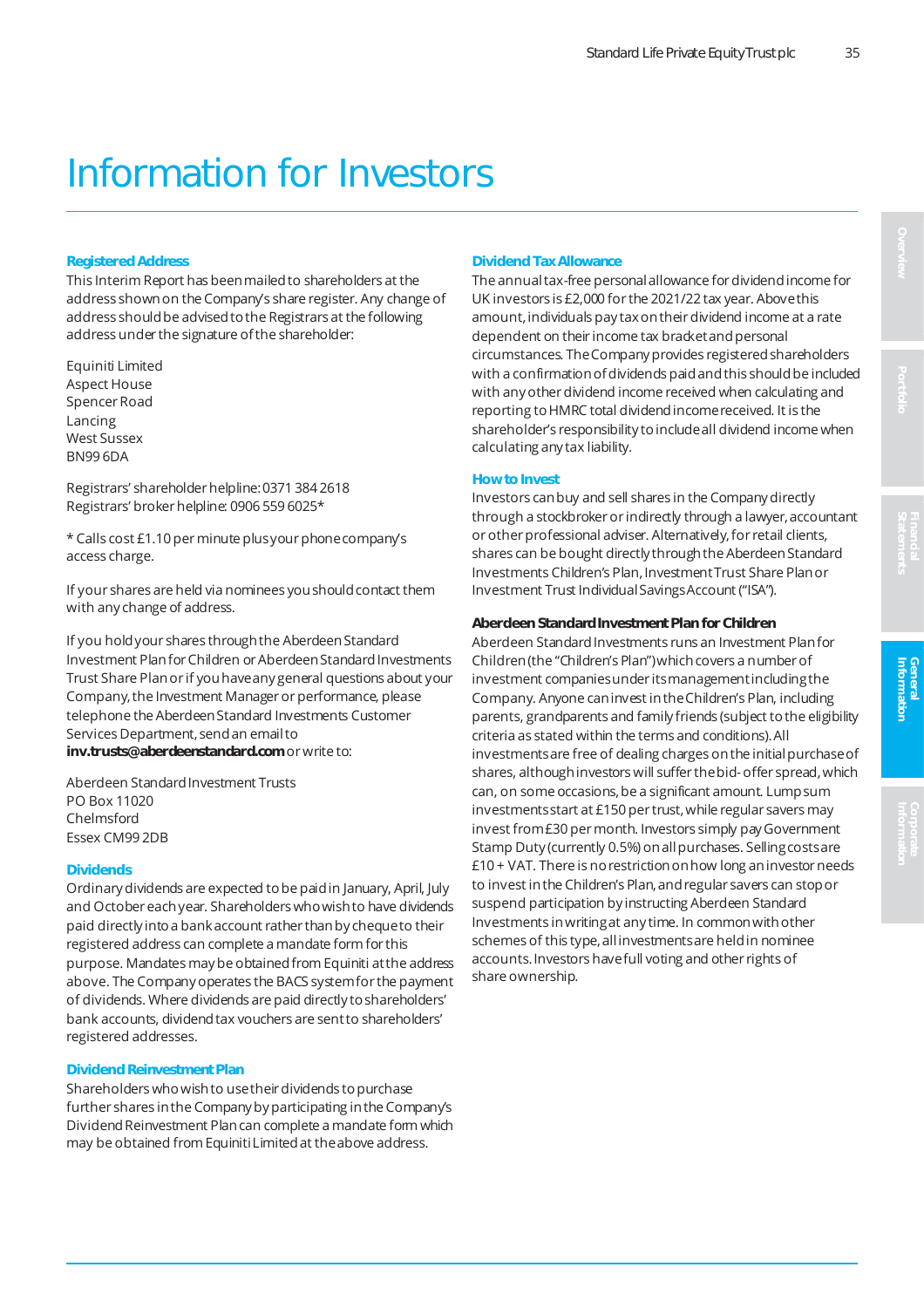# Information for Investors

## Registered Address

This Interim Report has been mailed to shareholders at the address shown on the Company's share register. Any change of address should be advised to the Registrars at the following address under the signature of the shareholder:

Equiniti Limited
Aspect House
Spencer Road
Lancing
West Sussex
BN99 6DA

Registrars' shareholder helpline: 0371 384 2618
Registrars' broker helpline: 0906 559 6025*

* Calls cost £1.10 per minute plus your phone company's access charge.

If your shares are held via nominees you should contact them with any change of address.

If you hold your shares through the Aberdeen Standard Investment Plan for Children or Aberdeen Standard Investments Trust Share Plan or if you have any general questions about your Company, the Investment Manager or performance, please telephone the Aberdeen Standard Investments Customer Services Department, send an email to **inv.trusts@aberdeenstandard.com** or write to:

Aberdeen Standard Investment Trusts
PO Box 11020
Chelmsford
Essex CM99 2DB

## Dividends

Ordinary dividends are expected to be paid in January, April, July and October each year. Shareholders who wish to have dividends paid directly into a bank account rather than by cheque to their registered address can complete a mandate form for this purpose. Mandates may be obtained from Equiniti at the address above. The Company operates the BACS system for the payment of dividends. Where dividends are paid directly to shareholders' bank accounts, dividend tax vouchers are sent to shareholders' registered addresses.

## Dividend Reinvestment Plan

Shareholders who wish to use their dividends to purchase further shares in the Company by participating in the Company's Dividend Reinvestment Plan can complete a mandate form which may be obtained from Equiniti Limited at the above address.

## Dividend Tax Allowance

The annual tax-free personal allowance for dividend income for UK investors is £2,000 for the 2021/22 tax year. Above this amount, individuals pay tax on their dividend income at a rate dependent on their income tax bracket and personal circumstances. The Company provides registered shareholders with a confirmation of dividends paid and this should be included with any other dividend income received when calculating and reporting to HMRC total dividend income received. It is the shareholder's responsibility to include all dividend income when calculating any tax liability.

## How to Invest

Investors can buy and sell shares in the Company directly through a stockbroker or indirectly through a lawyer, accountant or other professional adviser. Alternatively, for retail clients, shares can be bought directly through the Aberdeen Standard Investments Children's Plan, Investment Trust Share Plan or Investment Trust Individual Savings Account ("ISA").

### Aberdeen Standard Investment Plan for Children

Aberdeen Standard Investments runs an Investment Plan for Children (the "Children's Plan") which covers a number of investment companies under its management including the Company. Anyone can invest in the Children's Plan, including parents, grandparents and family friends (subject to the eligibility criteria as stated within the terms and conditions). All investments are free of dealing charges on the initial purchase of shares, although investors will suffer the bid- offer spread, which can, on some occasions, be a significant amount. Lump sum investments start at £150 per trust, while regular savers may invest from £30 per month. Investors simply pay Government Stamp Duty (currently 0.5%) on all purchases. Selling costs are £10 + VAT. There is no restriction on how long an investor needs to invest in the Children's Plan, and regular savers can stop or suspend participation by instructing Aberdeen Standard Investments in writing at any time. In common with other schemes of this type, all investments are held in nominee accounts. Investors have full voting and other rights of share ownership.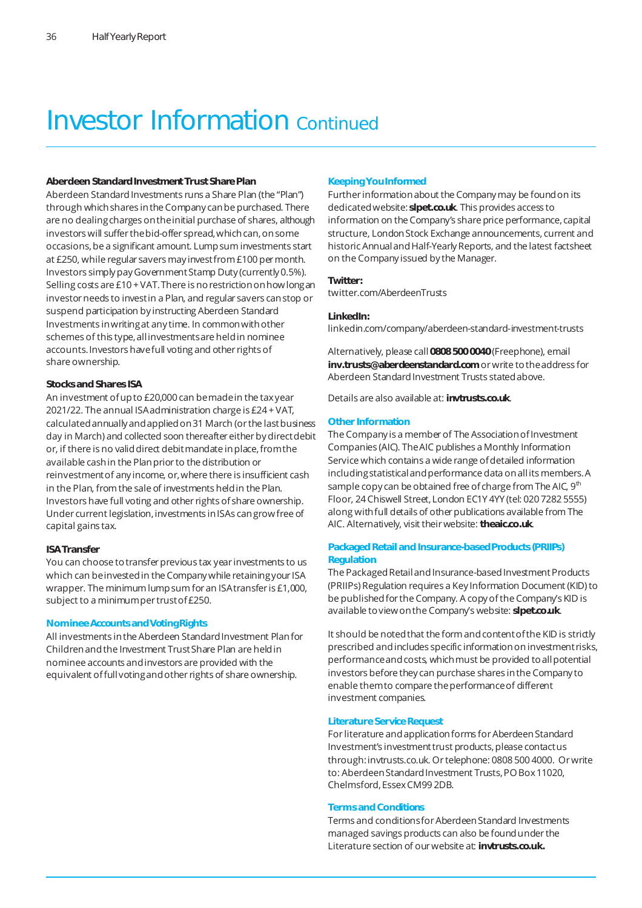# Investor Information Continued

### Aberdeen Standard Investment Trust Share Plan

Aberdeen Standard Investments runs a Share Plan (the "Plan") through which shares in the Company can be purchased. There are no dealing charges on the initial purchase of shares, although investors will suffer the bid-offer spread, which can, on some occasions, be a significant amount. Lump sum investments start at £250, while regular savers may invest from £100 per month. Investors simply pay Government Stamp Duty (currently 0.5%). Selling costs are £10 + VAT. There is no restriction on how long an investor needs to invest in a Plan, and regular savers can stop or suspend participation by instructing Aberdeen Standard Investments in writing at any time. In common with other schemes of this type, all investments are held in nominee accounts. Investors have full voting and other rights of share ownership.

### Stocks and Shares ISA

An investment of up to £20,000 can be made in the tax year 2021/22. The annual ISA administration charge is £24 + VAT, calculated annually and applied on 31 March (or the last business day in March) and collected soon thereafter either by direct debit or, if there is no valid direct debit mandate in place, from the available cash in the Plan prior to the distribution or reinvestment of any income, or, where there is insufficient cash in the Plan, from the sale of investments held in the Plan. Investors have full voting and other rights of share ownership. Under current legislation, investments in ISAs can grow free of capital gains tax.

### ISA Transfer

You can choose to transfer previous tax year investments to us which can be invested in the Company while retaining your ISA wrapper. The minimum lump sum for an ISA transfer is £1,000, subject to a minimum per trust of £250.

### Nominee Accounts and Voting Rights

All investments in the Aberdeen Standard Investment Plan for Children and the Investment Trust Share Plan are held in nominee accounts and investors are provided with the equivalent of full voting and other rights of share ownership.

### Keeping You Informed

Further information about the Company may be found on its dedicated website: **slpet.co.uk**. This provides access to information on the Company's share price performance, capital structure, London Stock Exchange announcements, current and historic Annual and Half-Yearly Reports, and the latest factsheet on the Company issued by the Manager.

**Twitter:**
twitter.com/AberdeenTrusts

**LinkedIn:**
linkedin.com/company/aberdeen-standard-investment-trusts

Alternatively, please call **0808 500 0040** (Freephone), email **inv.trusts@aberdeenstandard.com** or write to the address for Aberdeen Standard Investment Trusts stated above.

Details are also available at: **invtrusts.co.uk**.

### Other Information

The Company is a member of The Association of Investment Companies (AIC). The AIC publishes a Monthly Information Service which contains a wide range of detailed information including statistical and performance data on all its members. A sample copy can be obtained free of charge from The AIC, 9th Floor, 24 Chiswell Street, London EC1Y 4YY (tel: 020 7282 5555) along with full details of other publications available from The AIC. Alternatively, visit their website: **theaic.co.uk**.

### Packaged Retail and Insurance-based Products (PRIIPs) Regulation

The Packaged Retail and Insurance-based Investment Products (PRIIPs) Regulation requires a Key Information Document (KID) to be published for the Company. A copy of the Company's KID is available to view on the Company's website: **slpet.co.uk**.

It should be noted that the form and content of the KID is strictly prescribed and includes specific information on investment risks, performance and costs, which must be provided to all potential investors before they can purchase shares in the Company to enable them to compare the performance of different investment companies.

### Literature Service Request

For literature and application forms for Aberdeen Standard Investment's investment trust products, please contact us through: invtrusts.co.uk. Or telephone: 0808 500 4000. Or write to: Aberdeen Standard Investment Trusts, PO Box 11020, Chelmsford, Essex CM99 2DB.

### Terms and Conditions

Terms and conditions for Aberdeen Standard Investments managed savings products can also be found under the Literature section of our website at: **invtrusts.co.uk.**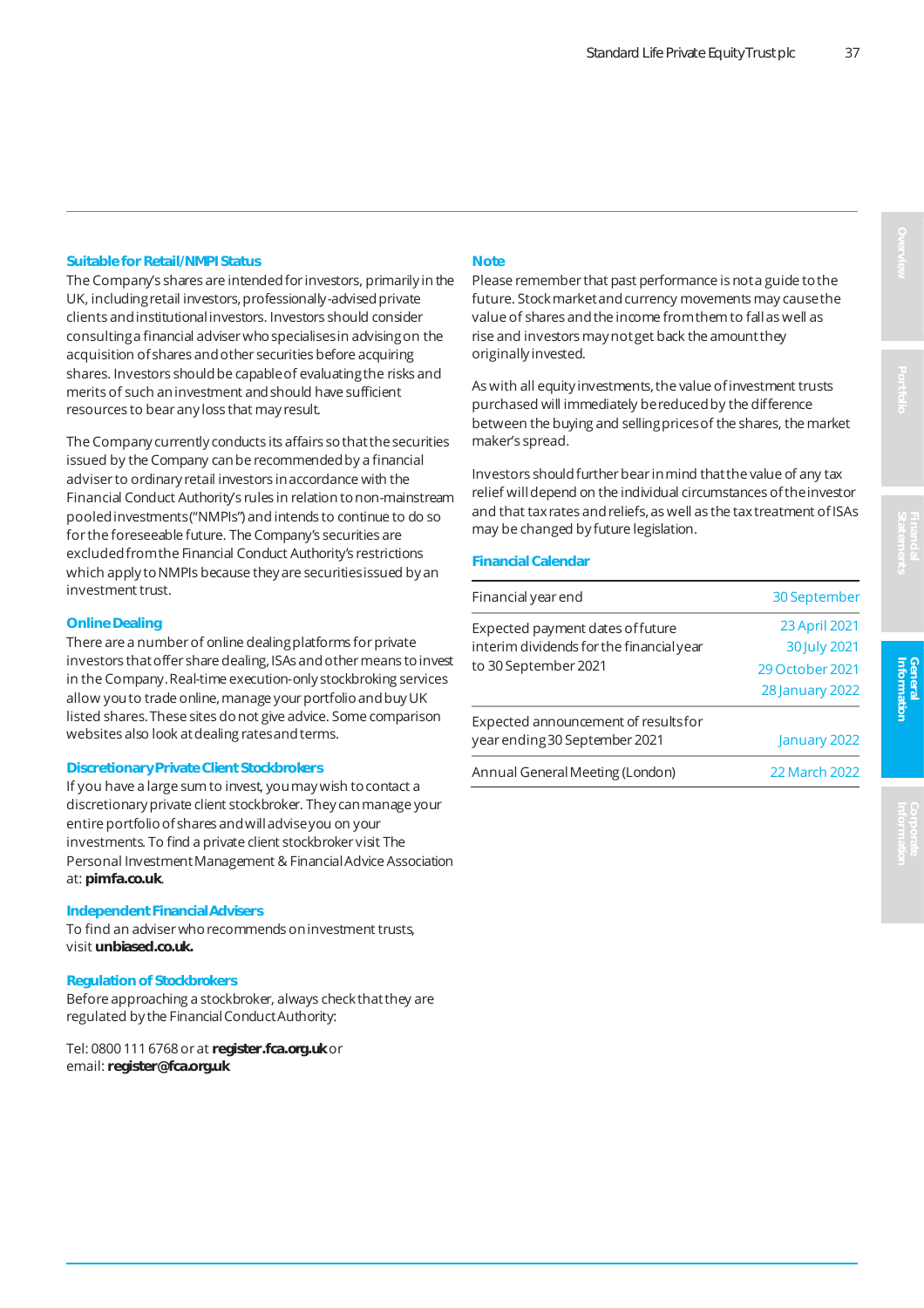### Suitable for Retail/NMPI Status

The Company's shares are intended for investors, primarily in the UK, including retail investors, professionally-advised private clients and institutional investors. Investors should consider consulting a financial adviser who specialises in advising on the acquisition of shares and other securities before acquiring shares. Investors should be capable of evaluating the risks and merits of such an investment and should have sufficient resources to bear any loss that may result.

The Company currently conducts its affairs so that the securities issued by the Company can be recommended by a financial adviser to ordinary retail investors in accordance with the Financial Conduct Authority's rules in relation to non-mainstream pooled investments ("NMPIs") and intends to continue to do so for the foreseeable future. The Company's securities are excluded from the Financial Conduct Authority's restrictions which apply to NMPIs because they are securities issued by an investment trust.

### Online Dealing

There are a number of online dealing platforms for private investors that offer share dealing, ISAs and other means to invest in the Company. Real-time execution-only stockbroking services allow you to trade online, manage your portfolio and buy UK listed shares. These sites do not give advice. Some comparison websites also look at dealing rates and terms.

### Discretionary Private Client Stockbrokers

If you have a large sum to invest, you may wish to contact a discretionary private client stockbroker. They can manage your entire portfolio of shares and will advise you on your investments. To find a private client stockbroker visit The Personal Investment Management & Financial Advice Association at: **pimfa.co.uk**.

### Independent Financial Advisers

To find an adviser who recommends on investment trusts, visit **unbiased.co.uk.**

### Regulation of Stockbrokers

Before approaching a stockbroker, always check that they are regulated by the Financial Conduct Authority:

Tel: 0800 111 6768 or at **register.fca.org.uk** or email: **register@fca.org.uk**

### Note

Please remember that past performance is not a guide to the future. Stock market and currency movements may cause the value of shares and the income from them to fall as well as rise and investors may not get back the amount they originally invested.

As with all equity investments, the value of investment trusts purchased will immediately be reduced by the difference between the buying and selling prices of the shares, the market maker's spread.

Investors should further bear in mind that the value of any tax relief will depend on the individual circumstances of the investor and that tax rates and reliefs, as well as the tax treatment of ISAs may be changed by future legislation.

### Financial Calendar

| | |
|---|---|
| Financial year end | 30 September |
| Expected payment dates of future interim dividends for the financial year to 30 September 2021 | 23 April 2021<br>30 July 2021<br>29 October 2021<br>28 January 2022 |
| Expected announcement of results for year ending 30 September 2021 | January 2022 |
| Annual General Meeting (London) | 22 March 2022 |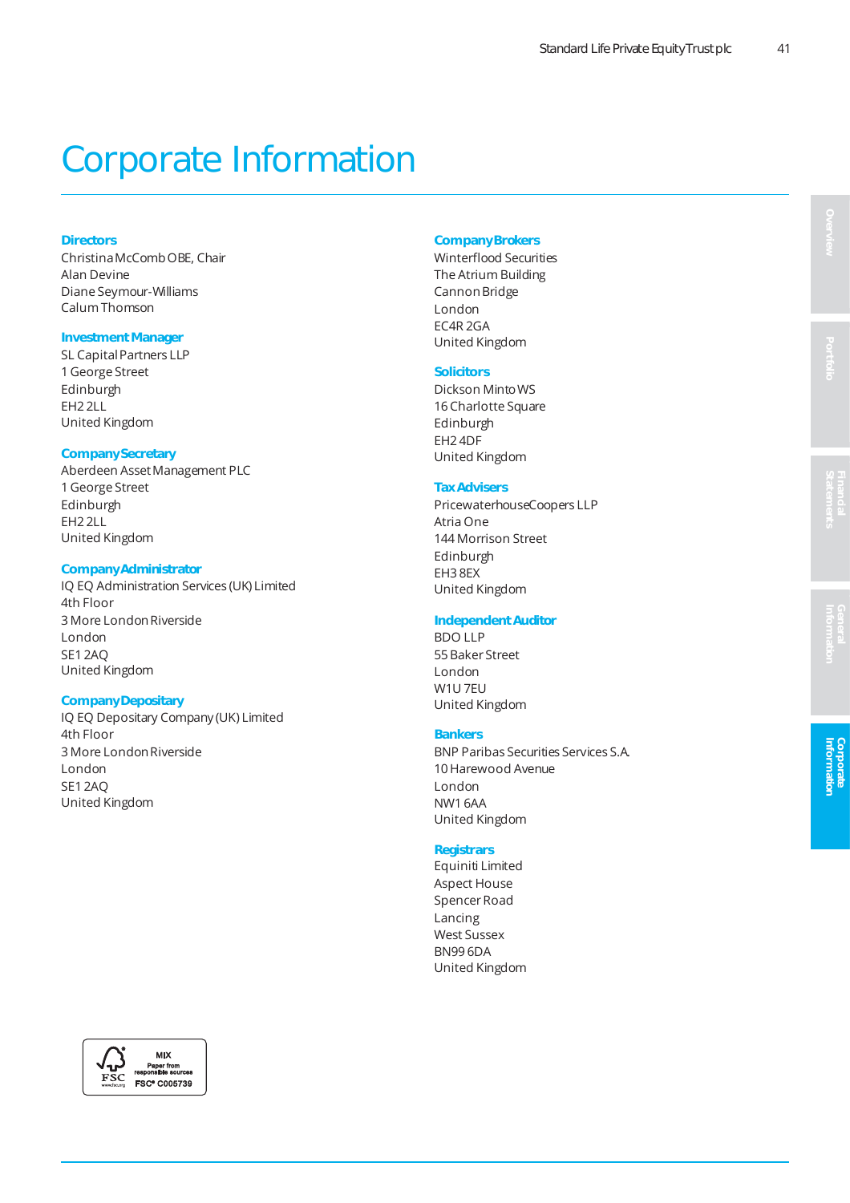# Corporate Information

**Directors**
Christina McComb OBE, Chair
Alan Devine
Diane Seymour-Williams
Calum Thomson

**Investment Manager**
SL Capital Partners LLP
1 George Street
Edinburgh
EH2 2LL
United Kingdom

**Company Secretary**
Aberdeen Asset Management PLC
1 George Street
Edinburgh
EH2 2LL
United Kingdom

**Company Administrator**
IQ EQ Administration Services (UK) Limited
4th Floor
3 More London Riverside
London
SE1 2AQ
United Kingdom

**Company Depositary**
IQ EQ Depositary Company (UK) Limited
4th Floor
3 More London Riverside
London
SE1 2AQ
United Kingdom

**Company Brokers**
Winterflood Securities
The Atrium Building
Cannon Bridge
London
EC4R 2GA
United Kingdom

**Solicitors**
Dickson Minto WS
16 Charlotte Square
Edinburgh
EH2 4DF
United Kingdom

**Tax Advisers**
PricewaterhouseCoopers LLP
Atria One
144 Morrison Street
Edinburgh
EH3 8EX
United Kingdom

**Independent Auditor**
BDO LLP
55 Baker Street
London
W1U 7EU
United Kingdom

**Bankers**
BNP Paribas Securities Services S.A.
10 Harewood Avenue
London
NW1 6AA
United Kingdom

**Registrars**
Equiniti Limited
Aspect House
Spencer Road
Lancing
West Sussex
BN99 6DA
United Kingdom

MIX
Paper from responsible sources
FSC® C005739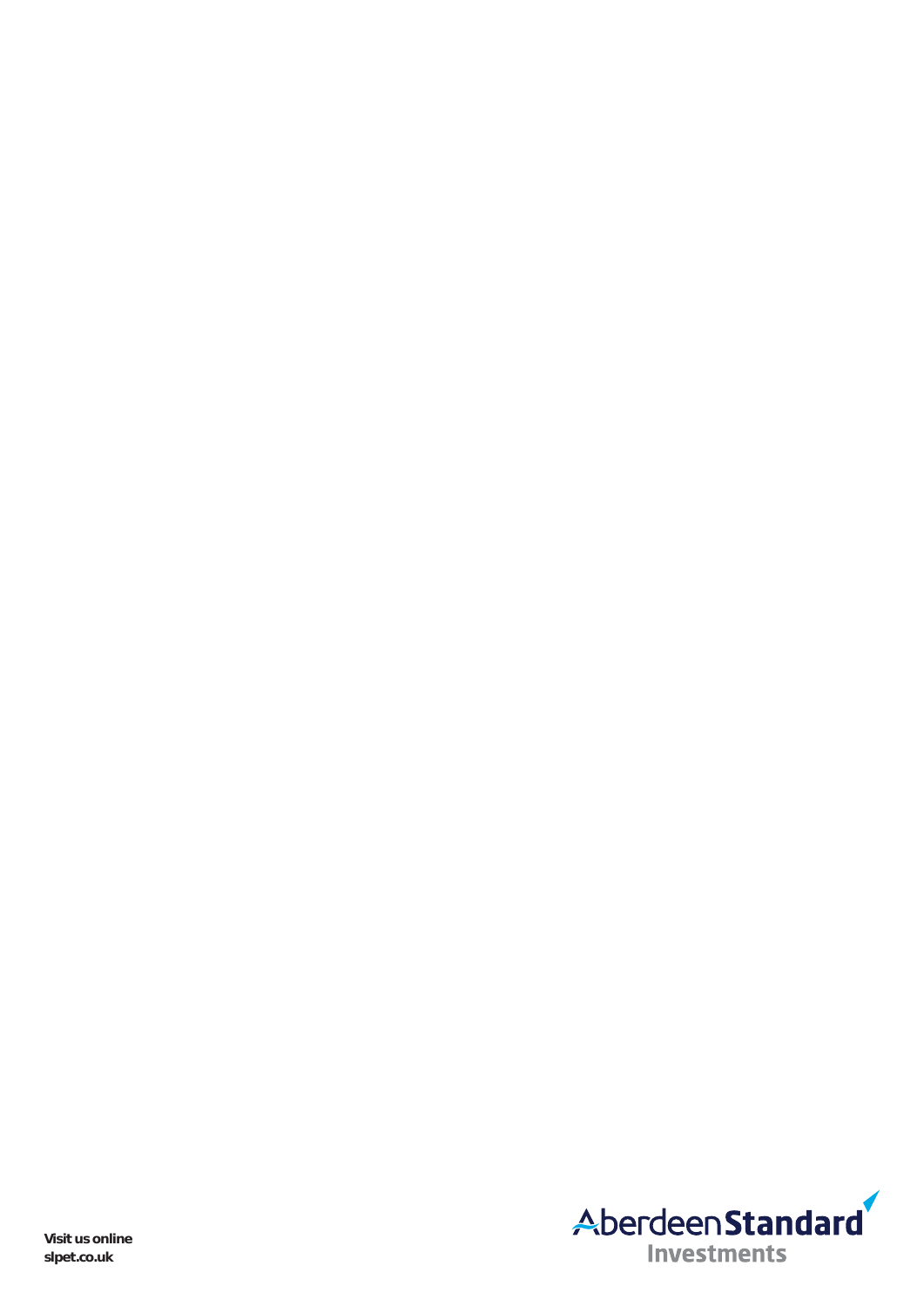**Visit us online**
**slpet.co.uk**

Aberdeen Standard Investments